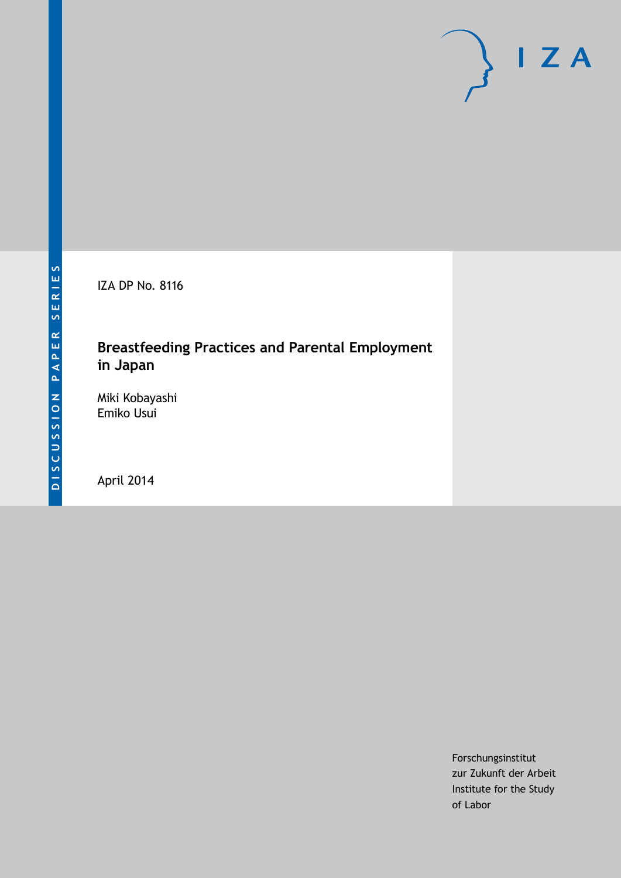DISCUSSION PAPER SERIES

IZA

IZA DP No. 8116

# Breastfeeding Practices and Parental Employment in Japan

Miki Kobayashi
Emiko Usui

April 2014

Forschungsinstitut
zur Zukunft der Arbeit
Institute for the Study
of Labor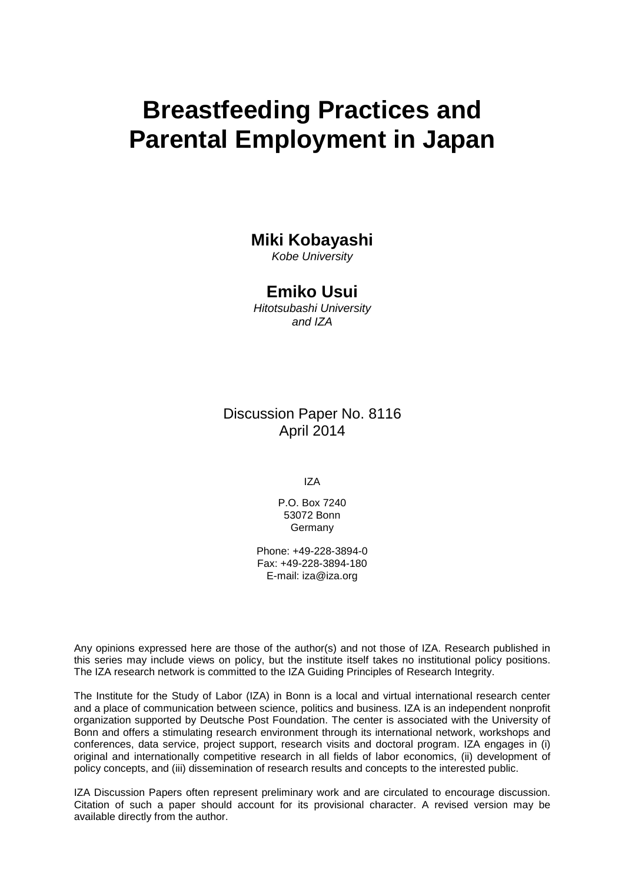# Breastfeeding Practices and Parental Employment in Japan

**Miki Kobayashi**
*Kobe University*

**Emiko Usui**
*Hitotsubashi University and IZA*

Discussion Paper No. 8116
April 2014

IZA

P.O. Box 7240
53072 Bonn
Germany

Phone: +49-228-3894-0
Fax: +49-228-3894-180
E-mail: iza@iza.org

Any opinions expressed here are those of the author(s) and not those of IZA. Research published in this series may include views on policy, but the institute itself takes no institutional policy positions. The IZA research network is committed to the IZA Guiding Principles of Research Integrity.

The Institute for the Study of Labor (IZA) in Bonn is a local and virtual international research center and a place of communication between science, politics and business. IZA is an independent nonprofit organization supported by Deutsche Post Foundation. The center is associated with the University of Bonn and offers a stimulating research environment through its international network, workshops and conferences, data service, project support, research visits and doctoral program. IZA engages in (i) original and internationally competitive research in all fields of labor economics, (ii) development of policy concepts, and (iii) dissemination of research results and concepts to the interested public.

IZA Discussion Papers often represent preliminary work and are circulated to encourage discussion. Citation of such a paper should account for its provisional character. A revised version may be available directly from the author.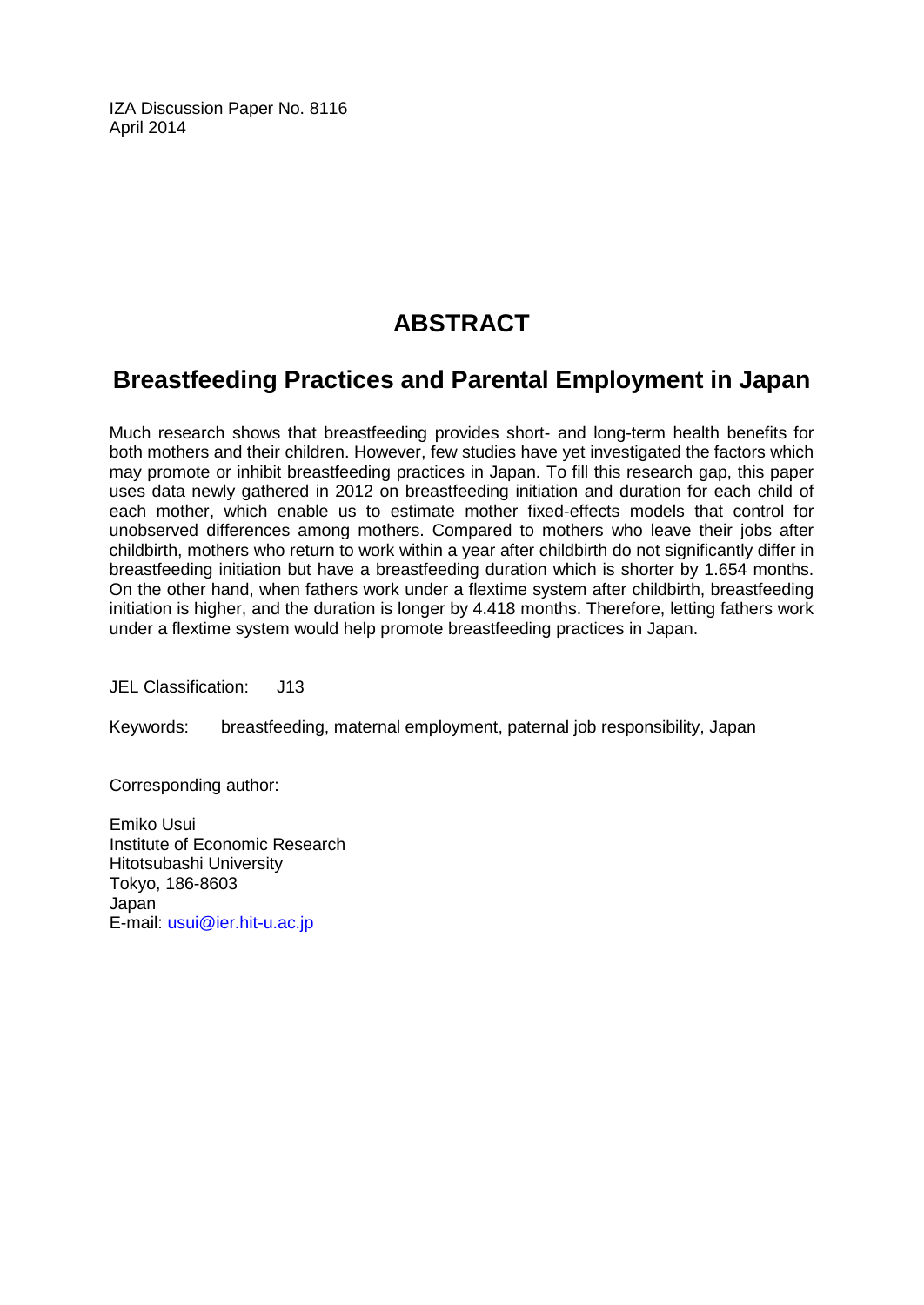IZA Discussion Paper No. 8116
April 2014

# ABSTRACT

## Breastfeeding Practices and Parental Employment in Japan

Much research shows that breastfeeding provides short- and long-term health benefits for both mothers and their children. However, few studies have yet investigated the factors which may promote or inhibit breastfeeding practices in Japan. To fill this research gap, this paper uses data newly gathered in 2012 on breastfeeding initiation and duration for each child of each mother, which enable us to estimate mother fixed-effects models that control for unobserved differences among mothers. Compared to mothers who leave their jobs after childbirth, mothers who return to work within a year after childbirth do not significantly differ in breastfeeding initiation but have a breastfeeding duration which is shorter by 1.654 months. On the other hand, when fathers work under a flextime system after childbirth, breastfeeding initiation is higher, and the duration is longer by 4.418 months. Therefore, letting fathers work under a flextime system would help promote breastfeeding practices in Japan.

JEL Classification: J13

Keywords: breastfeeding, maternal employment, paternal job responsibility, Japan

Corresponding author:

Emiko Usui
Institute of Economic Research
Hitotsubashi University
Tokyo, 186-8603
Japan
E-mail: usui@ier.hit-u.ac.jp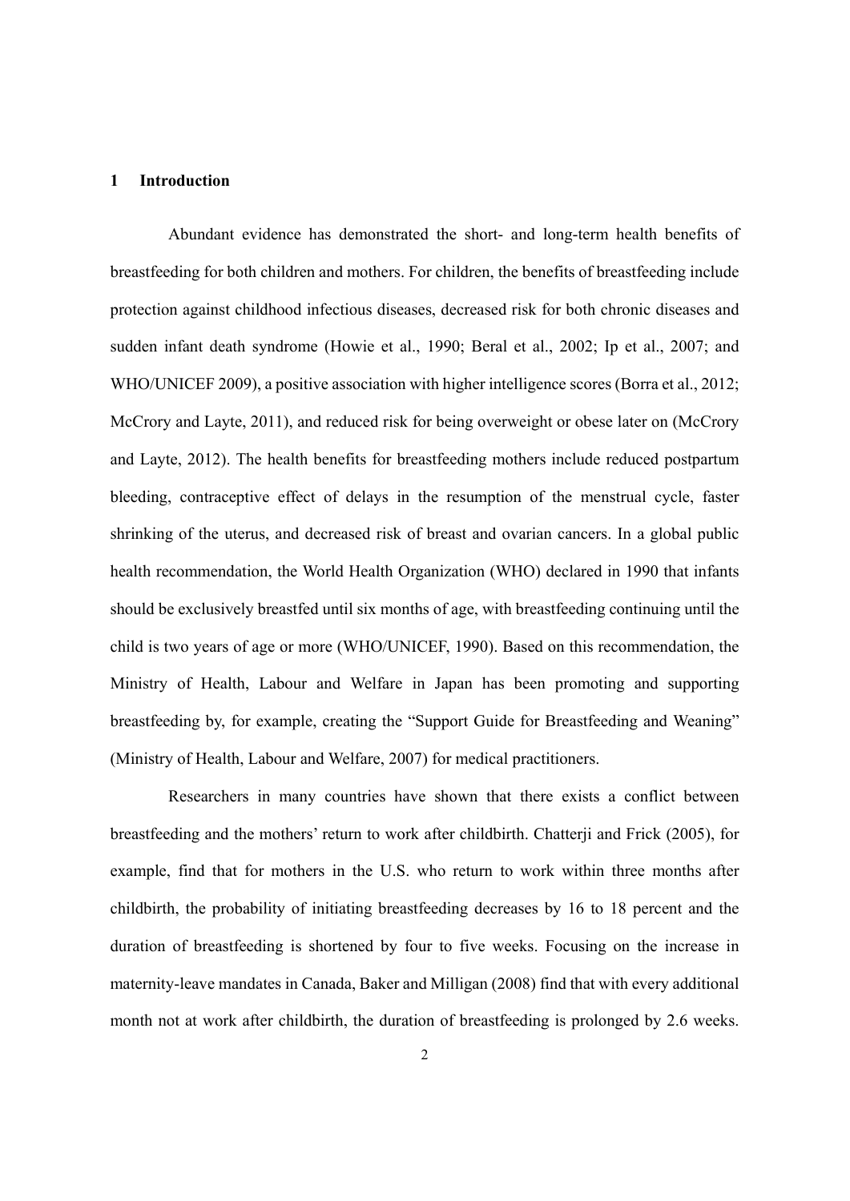## 1 Introduction

Abundant evidence has demonstrated the short- and long-term health benefits of breastfeeding for both children and mothers. For children, the benefits of breastfeeding include protection against childhood infectious diseases, decreased risk for both chronic diseases and sudden infant death syndrome (Howie et al., 1990; Beral et al., 2002; Ip et al., 2007; and WHO/UNICEF 2009), a positive association with higher intelligence scores (Borra et al., 2012; McCrory and Layte, 2011), and reduced risk for being overweight or obese later on (McCrory and Layte, 2012). The health benefits for breastfeeding mothers include reduced postpartum bleeding, contraceptive effect of delays in the resumption of the menstrual cycle, faster shrinking of the uterus, and decreased risk of breast and ovarian cancers. In a global public health recommendation, the World Health Organization (WHO) declared in 1990 that infants should be exclusively breastfed until six months of age, with breastfeeding continuing until the child is two years of age or more (WHO/UNICEF, 1990). Based on this recommendation, the Ministry of Health, Labour and Welfare in Japan has been promoting and supporting breastfeeding by, for example, creating the "Support Guide for Breastfeeding and Weaning" (Ministry of Health, Labour and Welfare, 2007) for medical practitioners.

Researchers in many countries have shown that there exists a conflict between breastfeeding and the mothers' return to work after childbirth. Chatterji and Frick (2005), for example, find that for mothers in the U.S. who return to work within three months after childbirth, the probability of initiating breastfeeding decreases by 16 to 18 percent and the duration of breastfeeding is shortened by four to five weeks. Focusing on the increase in maternity-leave mandates in Canada, Baker and Milligan (2008) find that with every additional month not at work after childbirth, the duration of breastfeeding is prolonged by 2.6 weeks.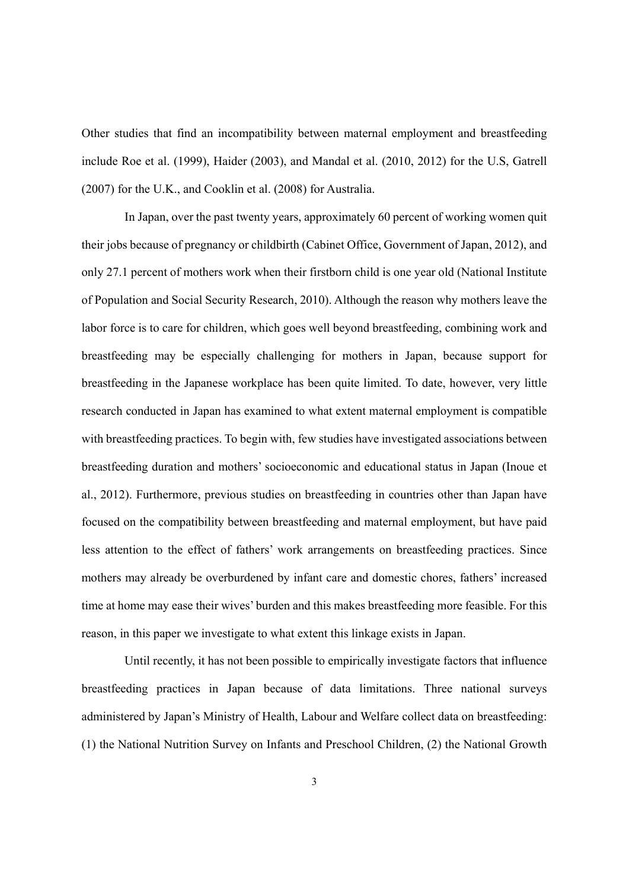Other studies that find an incompatibility between maternal employment and breastfeeding include Roe et al. (1999), Haider (2003), and Mandal et al. (2010, 2012) for the U.S, Gatrell (2007) for the U.K., and Cooklin et al. (2008) for Australia.

In Japan, over the past twenty years, approximately 60 percent of working women quit their jobs because of pregnancy or childbirth (Cabinet Office, Government of Japan, 2012), and only 27.1 percent of mothers work when their firstborn child is one year old (National Institute of Population and Social Security Research, 2010). Although the reason why mothers leave the labor force is to care for children, which goes well beyond breastfeeding, combining work and breastfeeding may be especially challenging for mothers in Japan, because support for breastfeeding in the Japanese workplace has been quite limited. To date, however, very little research conducted in Japan has examined to what extent maternal employment is compatible with breastfeeding practices. To begin with, few studies have investigated associations between breastfeeding duration and mothers' socioeconomic and educational status in Japan (Inoue et al., 2012). Furthermore, previous studies on breastfeeding in countries other than Japan have focused on the compatibility between breastfeeding and maternal employment, but have paid less attention to the effect of fathers' work arrangements on breastfeeding practices. Since mothers may already be overburdened by infant care and domestic chores, fathers' increased time at home may ease their wives' burden and this makes breastfeeding more feasible. For this reason, in this paper we investigate to what extent this linkage exists in Japan.

Until recently, it has not been possible to empirically investigate factors that influence breastfeeding practices in Japan because of data limitations. Three national surveys administered by Japan's Ministry of Health, Labour and Welfare collect data on breastfeeding: (1) the National Nutrition Survey on Infants and Preschool Children, (2) the National Growth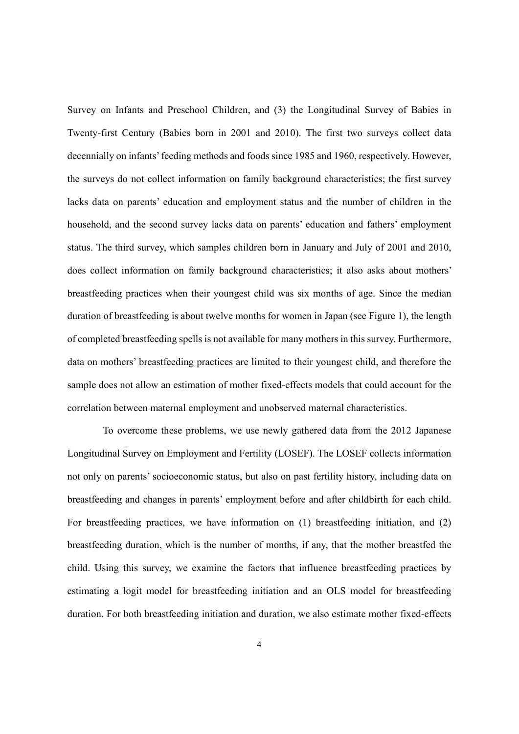Survey on Infants and Preschool Children, and (3) the Longitudinal Survey of Babies in Twenty-first Century (Babies born in 2001 and 2010). The first two surveys collect data decennially on infants' feeding methods and foods since 1985 and 1960, respectively. However, the surveys do not collect information on family background characteristics; the first survey lacks data on parents' education and employment status and the number of children in the household, and the second survey lacks data on parents' education and fathers' employment status. The third survey, which samples children born in January and July of 2001 and 2010, does collect information on family background characteristics; it also asks about mothers' breastfeeding practices when their youngest child was six months of age. Since the median duration of breastfeeding is about twelve months for women in Japan (see Figure 1), the length of completed breastfeeding spells is not available for many mothers in this survey. Furthermore, data on mothers' breastfeeding practices are limited to their youngest child, and therefore the sample does not allow an estimation of mother fixed-effects models that could account for the correlation between maternal employment and unobserved maternal characteristics.

To overcome these problems, we use newly gathered data from the 2012 Japanese Longitudinal Survey on Employment and Fertility (LOSEF). The LOSEF collects information not only on parents' socioeconomic status, but also on past fertility history, including data on breastfeeding and changes in parents' employment before and after childbirth for each child. For breastfeeding practices, we have information on (1) breastfeeding initiation, and (2) breastfeeding duration, which is the number of months, if any, that the mother breastfed the child. Using this survey, we examine the factors that influence breastfeeding practices by estimating a logit model for breastfeeding initiation and an OLS model for breastfeeding duration. For both breastfeeding initiation and duration, we also estimate mother fixed-effects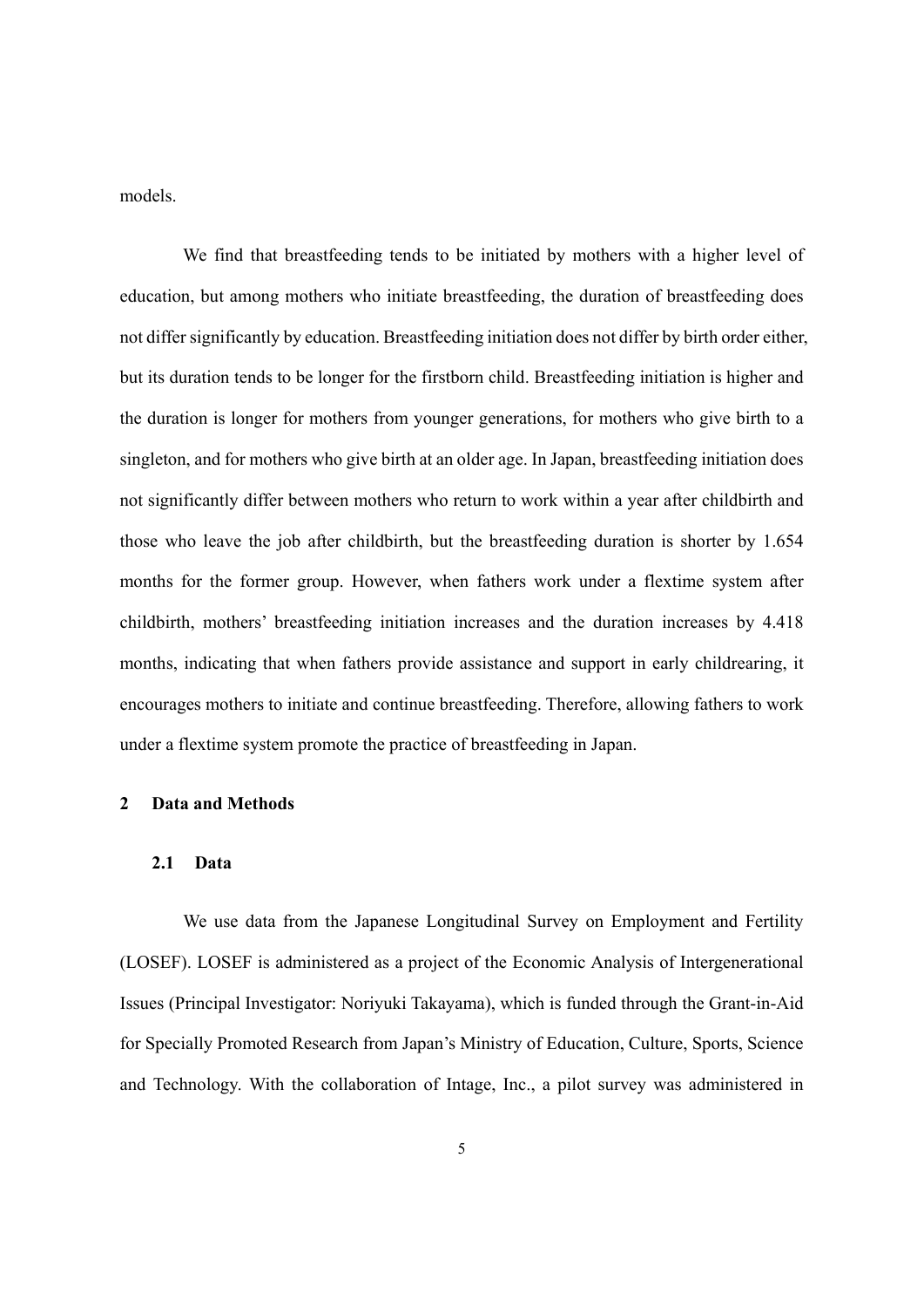models.

We find that breastfeeding tends to be initiated by mothers with a higher level of education, but among mothers who initiate breastfeeding, the duration of breastfeeding does not differ significantly by education. Breastfeeding initiation does not differ by birth order either, but its duration tends to be longer for the firstborn child. Breastfeeding initiation is higher and the duration is longer for mothers from younger generations, for mothers who give birth to a singleton, and for mothers who give birth at an older age. In Japan, breastfeeding initiation does not significantly differ between mothers who return to work within a year after childbirth and those who leave the job after childbirth, but the breastfeeding duration is shorter by 1.654 months for the former group. However, when fathers work under a flextime system after childbirth, mothers' breastfeeding initiation increases and the duration increases by 4.418 months, indicating that when fathers provide assistance and support in early childrearing, it encourages mothers to initiate and continue breastfeeding. Therefore, allowing fathers to work under a flextime system promote the practice of breastfeeding in Japan.

## 2 Data and Methods

### 2.1 Data

We use data from the Japanese Longitudinal Survey on Employment and Fertility (LOSEF). LOSEF is administered as a project of the Economic Analysis of Intergenerational Issues (Principal Investigator: Noriyuki Takayama), which is funded through the Grant-in-Aid for Specially Promoted Research from Japan's Ministry of Education, Culture, Sports, Science and Technology. With the collaboration of Intage, Inc., a pilot survey was administered in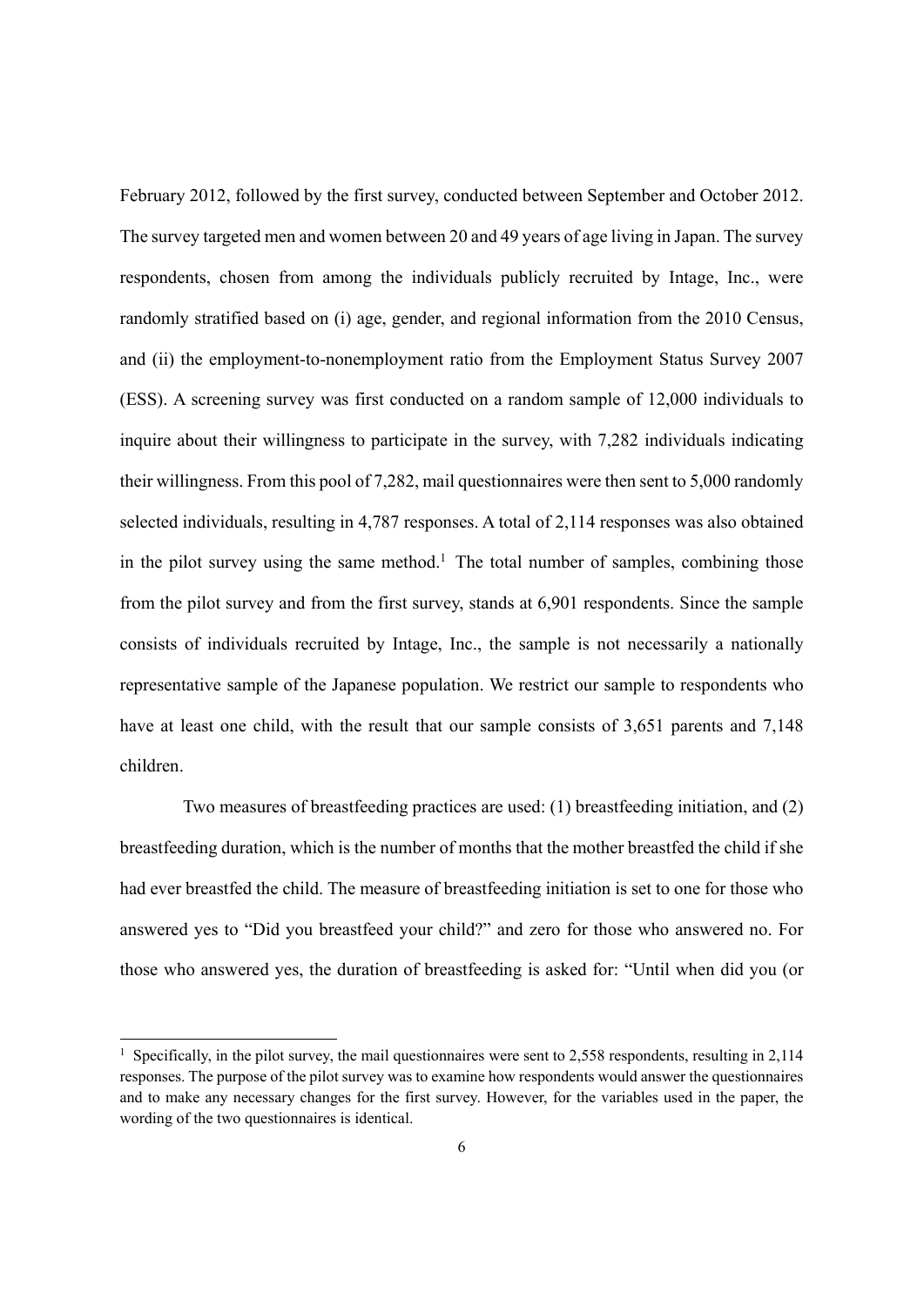February 2012, followed by the first survey, conducted between September and October 2012. The survey targeted men and women between 20 and 49 years of age living in Japan. The survey respondents, chosen from among the individuals publicly recruited by Intage, Inc., were randomly stratified based on (i) age, gender, and regional information from the 2010 Census, and (ii) the employment-to-nonemployment ratio from the Employment Status Survey 2007 (ESS). A screening survey was first conducted on a random sample of 12,000 individuals to inquire about their willingness to participate in the survey, with 7,282 individuals indicating their willingness. From this pool of 7,282, mail questionnaires were then sent to 5,000 randomly selected individuals, resulting in 4,787 responses. A total of 2,114 responses was also obtained in the pilot survey using the same method.[1] The total number of samples, combining those from the pilot survey and from the first survey, stands at 6,901 respondents. Since the sample consists of individuals recruited by Intage, Inc., the sample is not necessarily a nationally representative sample of the Japanese population. We restrict our sample to respondents who have at least one child, with the result that our sample consists of 3,651 parents and 7,148 children.

Two measures of breastfeeding practices are used: (1) breastfeeding initiation, and (2) breastfeeding duration, which is the number of months that the mother breastfed the child if she had ever breastfed the child. The measure of breastfeeding initiation is set to one for those who answered yes to "Did you breastfeed your child?" and zero for those who answered no. For those who answered yes, the duration of breastfeeding is asked for: "Until when did you (or

---

[1] Specifically, in the pilot survey, the mail questionnaires were sent to 2,558 respondents, resulting in 2,114 responses. The purpose of the pilot survey was to examine how respondents would answer the questionnaires and to make any necessary changes for the first survey. However, for the variables used in the paper, the wording of the two questionnaires is identical.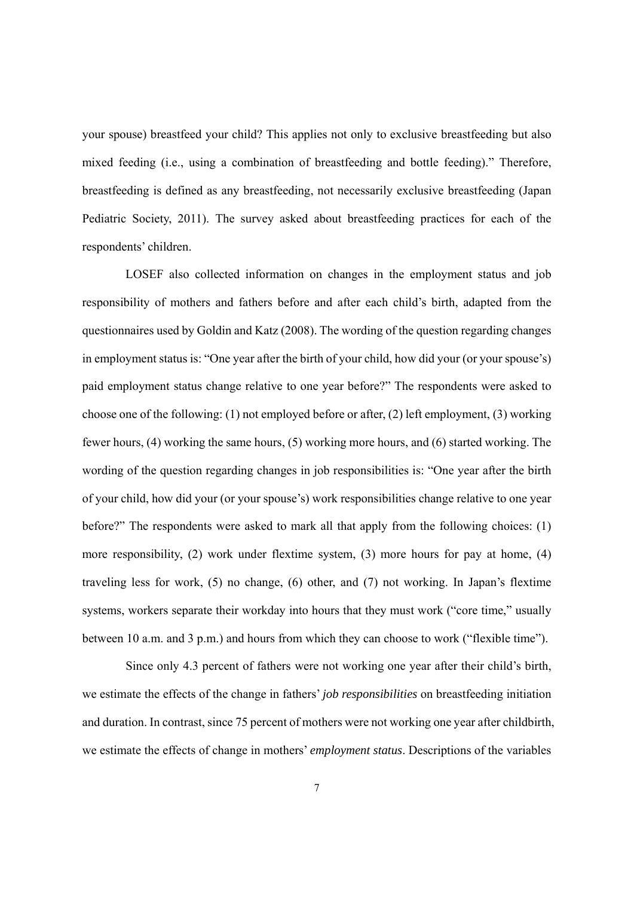your spouse) breastfeed your child? This applies not only to exclusive breastfeeding but also mixed feeding (i.e., using a combination of breastfeeding and bottle feeding)." Therefore, breastfeeding is defined as any breastfeeding, not necessarily exclusive breastfeeding (Japan Pediatric Society, 2011). The survey asked about breastfeeding practices for each of the respondents' children.

LOSEF also collected information on changes in the employment status and job responsibility of mothers and fathers before and after each child's birth, adapted from the questionnaires used by Goldin and Katz (2008). The wording of the question regarding changes in employment status is: "One year after the birth of your child, how did your (or your spouse's) paid employment status change relative to one year before?" The respondents were asked to choose one of the following: (1) not employed before or after, (2) left employment, (3) working fewer hours, (4) working the same hours, (5) working more hours, and (6) started working. The wording of the question regarding changes in job responsibilities is: "One year after the birth of your child, how did your (or your spouse's) work responsibilities change relative to one year before?" The respondents were asked to mark all that apply from the following choices: (1) more responsibility, (2) work under flextime system, (3) more hours for pay at home, (4) traveling less for work, (5) no change, (6) other, and (7) not working. In Japan's flextime systems, workers separate their workday into hours that they must work ("core time," usually between 10 a.m. and 3 p.m.) and hours from which they can choose to work ("flexible time").

Since only 4.3 percent of fathers were not working one year after their child's birth, we estimate the effects of the change in fathers' *job responsibilities* on breastfeeding initiation and duration. In contrast, since 75 percent of mothers were not working one year after childbirth, we estimate the effects of change in mothers' *employment status*. Descriptions of the variables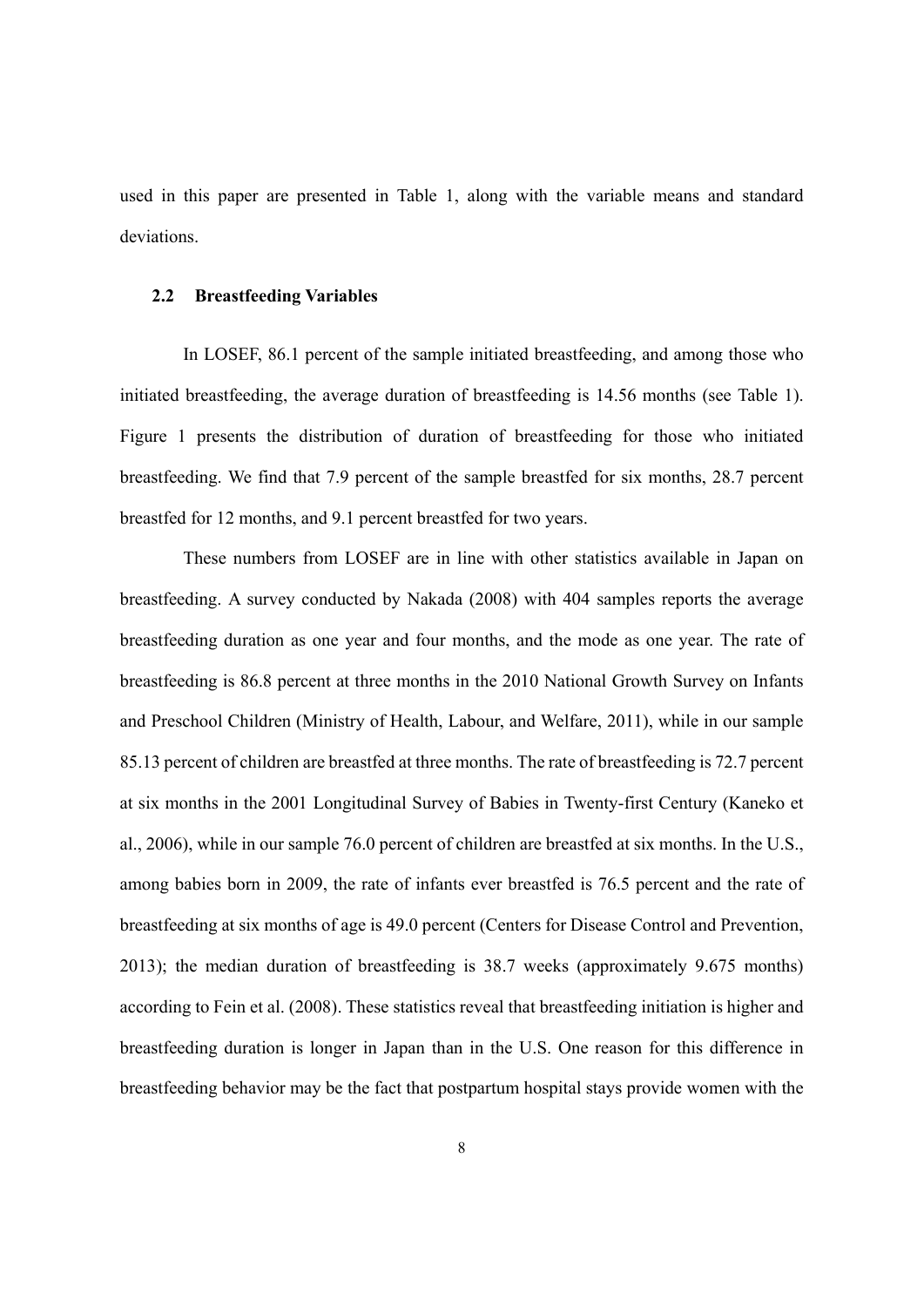used in this paper are presented in Table 1, along with the variable means and standard deviations.

### 2.2 Breastfeeding Variables

In LOSEF, 86.1 percent of the sample initiated breastfeeding, and among those who initiated breastfeeding, the average duration of breastfeeding is 14.56 months (see Table 1). Figure 1 presents the distribution of duration of breastfeeding for those who initiated breastfeeding. We find that 7.9 percent of the sample breastfed for six months, 28.7 percent breastfed for 12 months, and 9.1 percent breastfed for two years.

These numbers from LOSEF are in line with other statistics available in Japan on breastfeeding. A survey conducted by Nakada (2008) with 404 samples reports the average breastfeeding duration as one year and four months, and the mode as one year. The rate of breastfeeding is 86.8 percent at three months in the 2010 National Growth Survey on Infants and Preschool Children (Ministry of Health, Labour, and Welfare, 2011), while in our sample 85.13 percent of children are breastfed at three months. The rate of breastfeeding is 72.7 percent at six months in the 2001 Longitudinal Survey of Babies in Twenty-first Century (Kaneko et al., 2006), while in our sample 76.0 percent of children are breastfed at six months. In the U.S., among babies born in 2009, the rate of infants ever breastfed is 76.5 percent and the rate of breastfeeding at six months of age is 49.0 percent (Centers for Disease Control and Prevention, 2013); the median duration of breastfeeding is 38.7 weeks (approximately 9.675 months) according to Fein et al. (2008). These statistics reveal that breastfeeding initiation is higher and breastfeeding duration is longer in Japan than in the U.S. One reason for this difference in breastfeeding behavior may be the fact that postpartum hospital stays provide women with the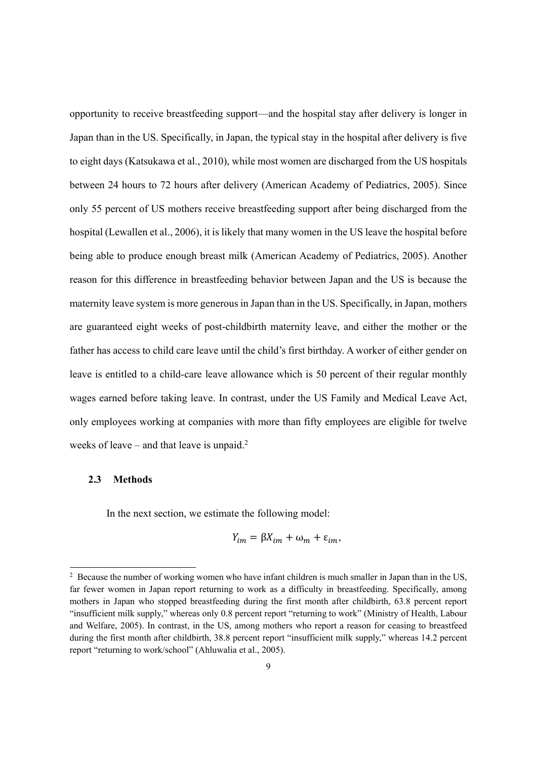opportunity to receive breastfeeding support—and the hospital stay after delivery is longer in Japan than in the US. Specifically, in Japan, the typical stay in the hospital after delivery is five to eight days (Katsukawa et al., 2010), while most women are discharged from the US hospitals between 24 hours to 72 hours after delivery (American Academy of Pediatrics, 2005). Since only 55 percent of US mothers receive breastfeeding support after being discharged from the hospital (Lewallen et al., 2006), it is likely that many women in the US leave the hospital before being able to produce enough breast milk (American Academy of Pediatrics, 2005). Another reason for this difference in breastfeeding behavior between Japan and the US is because the maternity leave system is more generous in Japan than in the US. Specifically, in Japan, mothers are guaranteed eight weeks of post-childbirth maternity leave, and either the mother or the father has access to child care leave until the child's first birthday. A worker of either gender on leave is entitled to a child-care leave allowance which is 50 percent of their regular monthly wages earned before taking leave. In contrast, under the US Family and Medical Leave Act, only employees working at companies with more than fifty employees are eligible for twelve weeks of leave – and that leave is unpaid.[2]

### 2.3 Methods

In the next section, we estimate the following model:

$$Y_{im} = \beta X_{im} + \omega_m + \varepsilon_{im},$$

[2] Because the number of working women who have infant children is much smaller in Japan than in the US, far fewer women in Japan report returning to work as a difficulty in breastfeeding. Specifically, among mothers in Japan who stopped breastfeeding during the first month after childbirth, 63.8 percent report "insufficient milk supply," whereas only 0.8 percent report "returning to work" (Ministry of Health, Labour and Welfare, 2005). In contrast, in the US, among mothers who report a reason for ceasing to breastfeed during the first month after childbirth, 38.8 percent report "insufficient milk supply," whereas 14.2 percent report "returning to work/school" (Ahluwalia et al., 2005).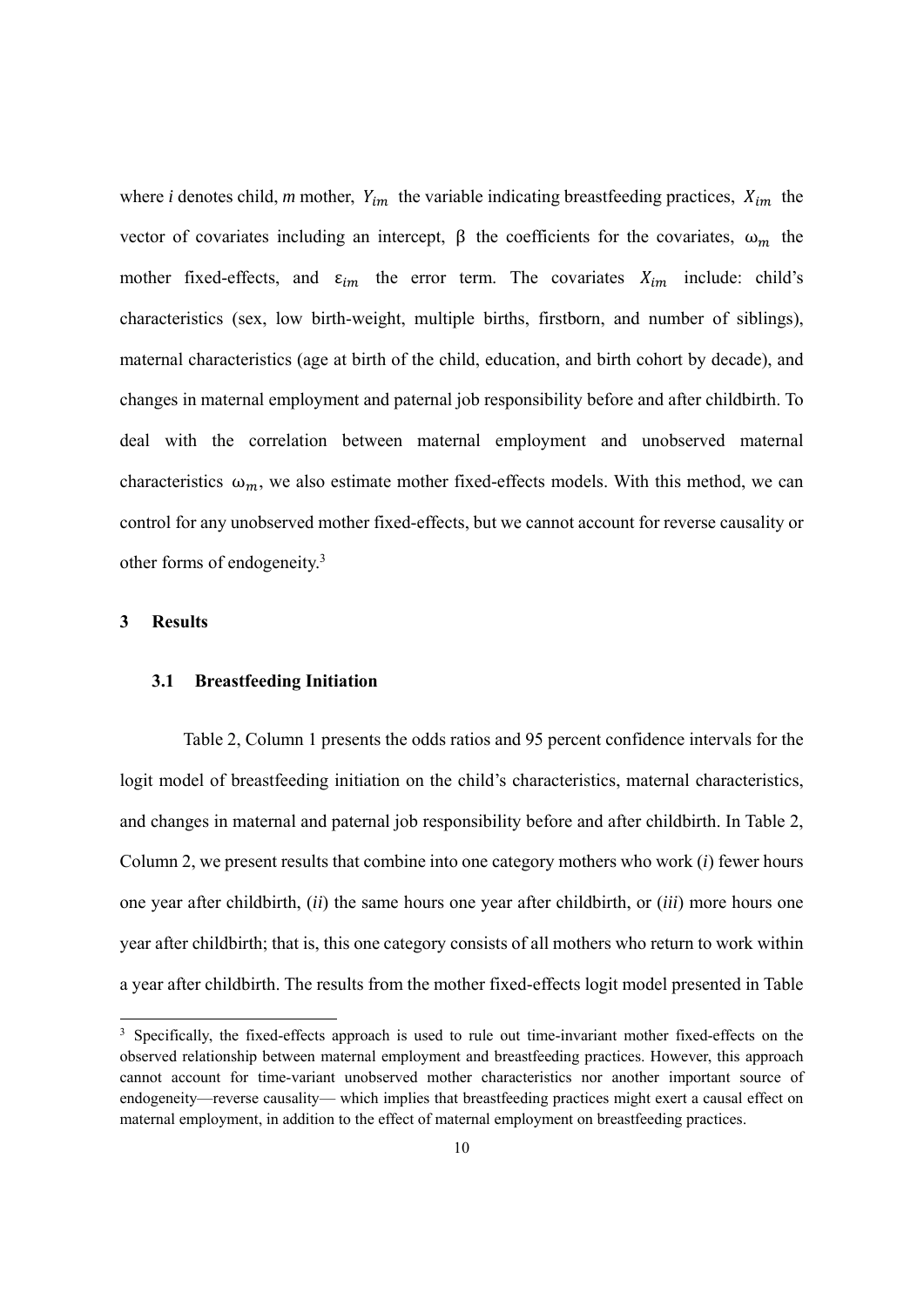where *i* denotes child, *m* mother, $Y_{im}$ the variable indicating breastfeeding practices, $X_{im}$ the vector of covariates including an intercept, $\beta$ the coefficients for the covariates, $\omega_m$ the mother fixed-effects, and $\varepsilon_{im}$ the error term. The covariates $X_{im}$ include: child's characteristics (sex, low birth-weight, multiple births, firstborn, and number of siblings), maternal characteristics (age at birth of the child, education, and birth cohort by decade), and changes in maternal employment and paternal job responsibility before and after childbirth. To deal with the correlation between maternal employment and unobserved maternal characteristics $\omega_m$, we also estimate mother fixed-effects models. With this method, we can control for any unobserved mother fixed-effects, but we cannot account for reverse causality or other forms of endogeneity.[3]

## 3 Results

### 3.1 Breastfeeding Initiation

Table 2, Column 1 presents the odds ratios and 95 percent confidence intervals for the logit model of breastfeeding initiation on the child's characteristics, maternal characteristics, and changes in maternal and paternal job responsibility before and after childbirth. In Table 2, Column 2, we present results that combine into one category mothers who work (*i*) fewer hours one year after childbirth, (*ii*) the same hours one year after childbirth, or (*iii*) more hours one year after childbirth; that is, this one category consists of all mothers who return to work within a year after childbirth. The results from the mother fixed-effects logit model presented in Table

[3] Specifically, the fixed-effects approach is used to rule out time-invariant mother fixed-effects on the observed relationship between maternal employment and breastfeeding practices. However, this approach cannot account for time-variant unobserved mother characteristics nor another important source of endogeneity—reverse causality— which implies that breastfeeding practices might exert a causal effect on maternal employment, in addition to the effect of maternal employment on breastfeeding practices.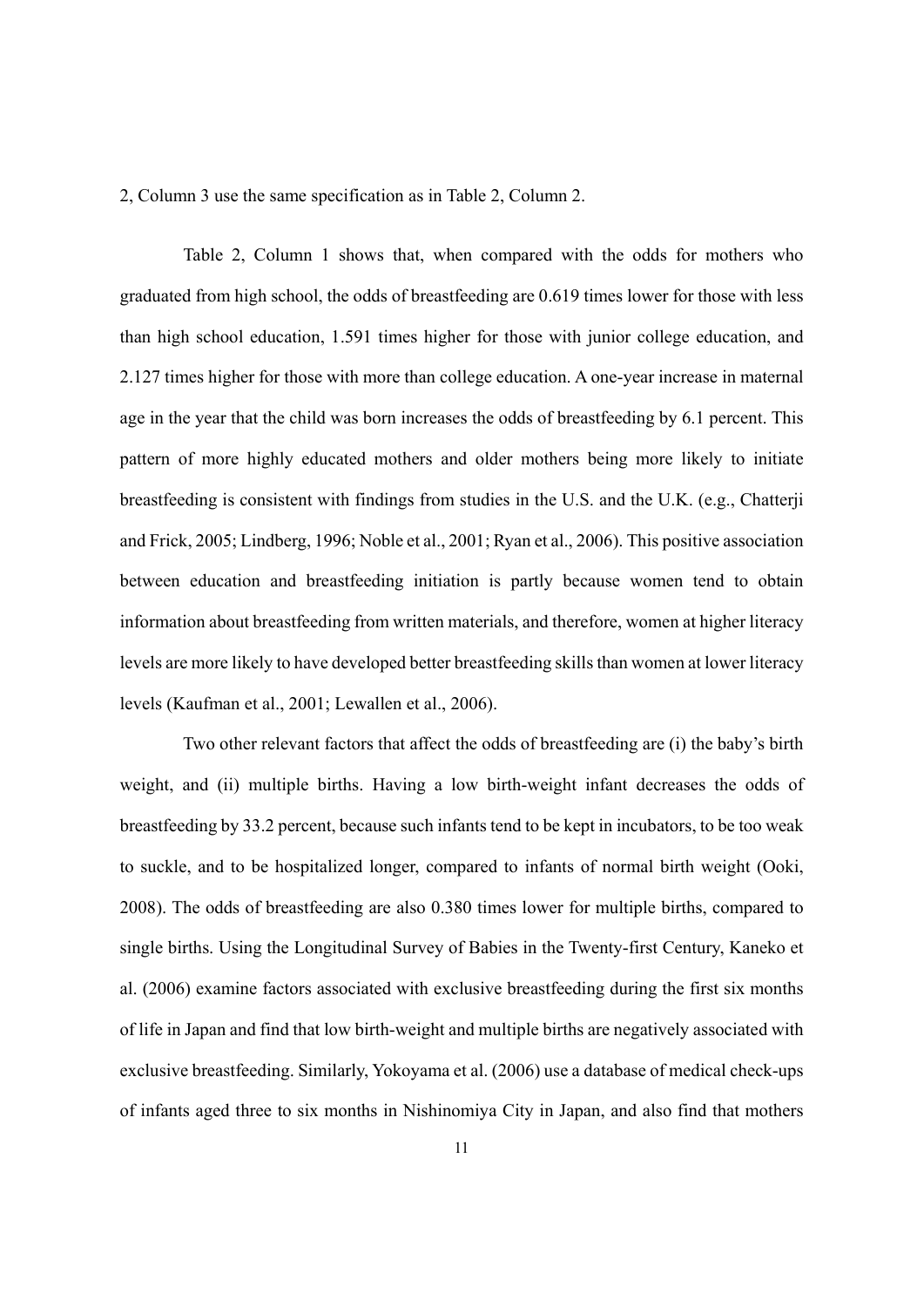2, Column 3 use the same specification as in Table 2, Column 2.

Table 2, Column 1 shows that, when compared with the odds for mothers who graduated from high school, the odds of breastfeeding are 0.619 times lower for those with less than high school education, 1.591 times higher for those with junior college education, and 2.127 times higher for those with more than college education. A one-year increase in maternal age in the year that the child was born increases the odds of breastfeeding by 6.1 percent. This pattern of more highly educated mothers and older mothers being more likely to initiate breastfeeding is consistent with findings from studies in the U.S. and the U.K. (e.g., Chatterji and Frick, 2005; Lindberg, 1996; Noble et al., 2001; Ryan et al., 2006). This positive association between education and breastfeeding initiation is partly because women tend to obtain information about breastfeeding from written materials, and therefore, women at higher literacy levels are more likely to have developed better breastfeeding skills than women at lower literacy levels (Kaufman et al., 2001; Lewallen et al., 2006).

Two other relevant factors that affect the odds of breastfeeding are (i) the baby's birth weight, and (ii) multiple births. Having a low birth-weight infant decreases the odds of breastfeeding by 33.2 percent, because such infants tend to be kept in incubators, to be too weak to suckle, and to be hospitalized longer, compared to infants of normal birth weight (Ooki, 2008). The odds of breastfeeding are also 0.380 times lower for multiple births, compared to single births. Using the Longitudinal Survey of Babies in the Twenty-first Century, Kaneko et al. (2006) examine factors associated with exclusive breastfeeding during the first six months of life in Japan and find that low birth-weight and multiple births are negatively associated with exclusive breastfeeding. Similarly, Yokoyama et al. (2006) use a database of medical check-ups of infants aged three to six months in Nishinomiya City in Japan, and also find that mothers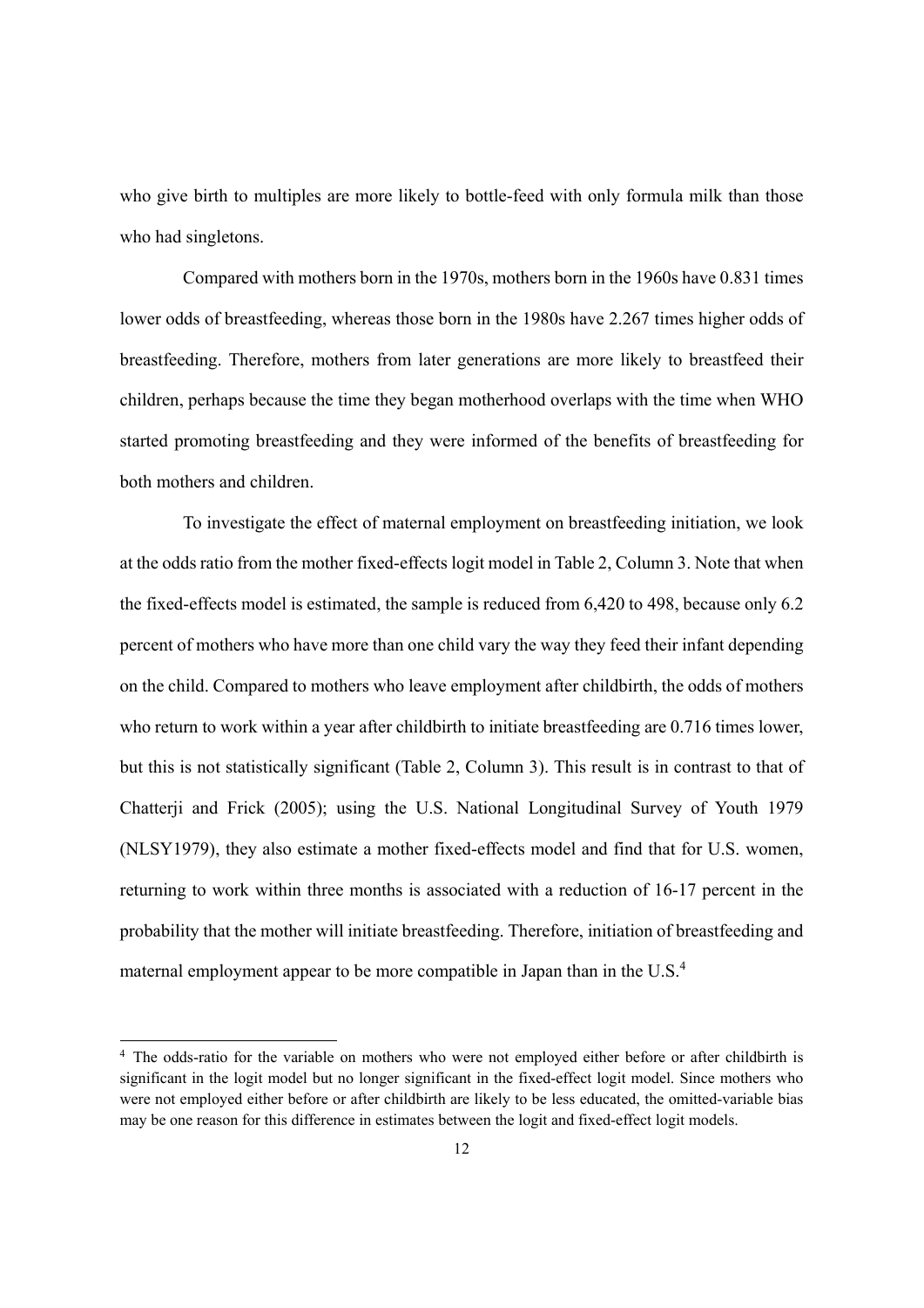who give birth to multiples are more likely to bottle-feed with only formula milk than those who had singletons.

Compared with mothers born in the 1970s, mothers born in the 1960s have 0.831 times lower odds of breastfeeding, whereas those born in the 1980s have 2.267 times higher odds of breastfeeding. Therefore, mothers from later generations are more likely to breastfeed their children, perhaps because the time they began motherhood overlaps with the time when WHO started promoting breastfeeding and they were informed of the benefits of breastfeeding for both mothers and children.

To investigate the effect of maternal employment on breastfeeding initiation, we look at the odds ratio from the mother fixed-effects logit model in Table 2, Column 3. Note that when the fixed-effects model is estimated, the sample is reduced from 6,420 to 498, because only 6.2 percent of mothers who have more than one child vary the way they feed their infant depending on the child. Compared to mothers who leave employment after childbirth, the odds of mothers who return to work within a year after childbirth to initiate breastfeeding are 0.716 times lower, but this is not statistically significant (Table 2, Column 3). This result is in contrast to that of Chatterji and Frick (2005); using the U.S. National Longitudinal Survey of Youth 1979 (NLSY1979), they also estimate a mother fixed-effects model and find that for U.S. women, returning to work within three months is associated with a reduction of 16-17 percent in the probability that the mother will initiate breastfeeding. Therefore, initiation of breastfeeding and maternal employment appear to be more compatible in Japan than in the U.S.[4]

[4] The odds-ratio for the variable on mothers who were not employed either before or after childbirth is significant in the logit model but no longer significant in the fixed-effect logit model. Since mothers who were not employed either before or after childbirth are likely to be less educated, the omitted-variable bias may be one reason for this difference in estimates between the logit and fixed-effect logit models.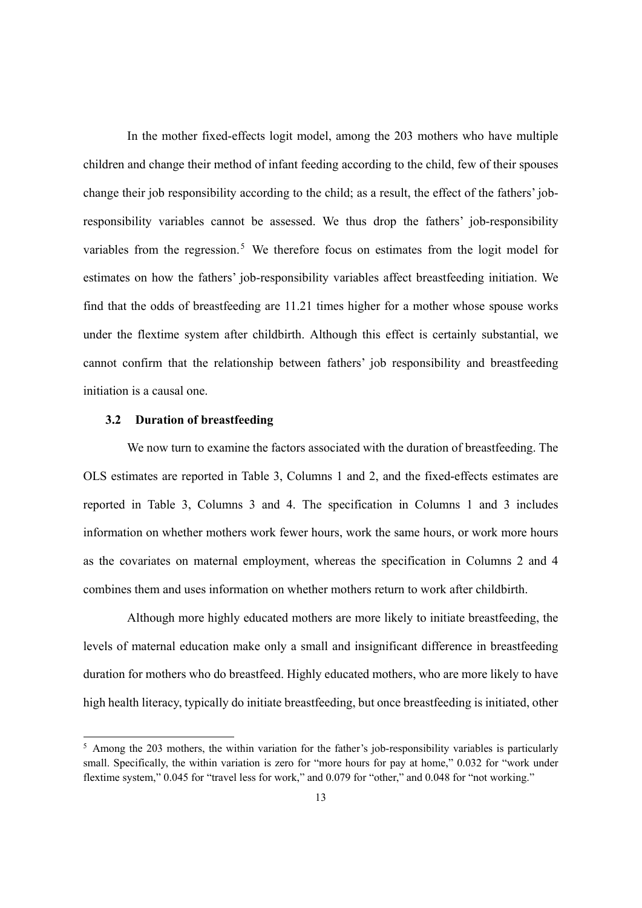In the mother fixed-effects logit model, among the 203 mothers who have multiple children and change their method of infant feeding according to the child, few of their spouses change their job responsibility according to the child; as a result, the effect of the fathers' job-responsibility variables cannot be assessed. We thus drop the fathers' job-responsibility variables from the regression.[5] We therefore focus on estimates from the logit model for estimates on how the fathers' job-responsibility variables affect breastfeeding initiation. We find that the odds of breastfeeding are 11.21 times higher for a mother whose spouse works under the flextime system after childbirth. Although this effect is certainly substantial, we cannot confirm that the relationship between fathers' job responsibility and breastfeeding initiation is a causal one.

### 3.2 Duration of breastfeeding

We now turn to examine the factors associated with the duration of breastfeeding. The OLS estimates are reported in Table 3, Columns 1 and 2, and the fixed-effects estimates are reported in Table 3, Columns 3 and 4. The specification in Columns 1 and 3 includes information on whether mothers work fewer hours, work the same hours, or work more hours as the covariates on maternal employment, whereas the specification in Columns 2 and 4 combines them and uses information on whether mothers return to work after childbirth.

Although more highly educated mothers are more likely to initiate breastfeeding, the levels of maternal education make only a small and insignificant difference in breastfeeding duration for mothers who do breastfeed. Highly educated mothers, who are more likely to have high health literacy, typically do initiate breastfeeding, but once breastfeeding is initiated, other

[5] Among the 203 mothers, the within variation for the father's job-responsibility variables is particularly small. Specifically, the within variation is zero for "more hours for pay at home," 0.032 for "work under flextime system," 0.045 for "travel less for work," and 0.079 for "other," and 0.048 for "not working."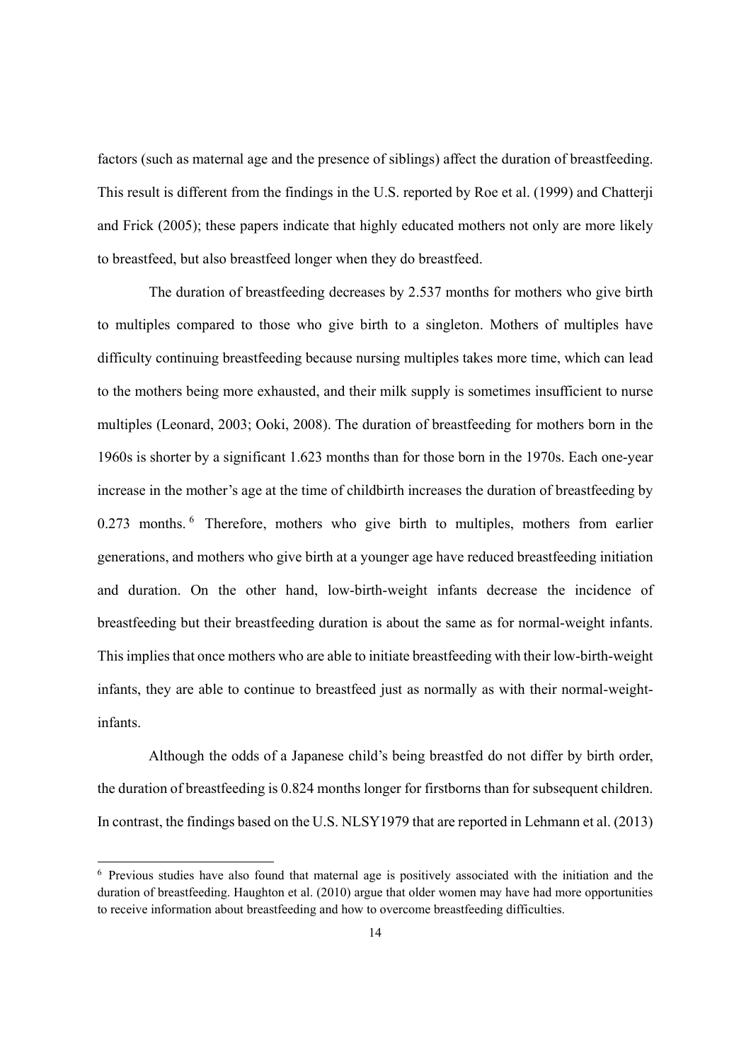factors (such as maternal age and the presence of siblings) affect the duration of breastfeeding. This result is different from the findings in the U.S. reported by Roe et al. (1999) and Chatterji and Frick (2005); these papers indicate that highly educated mothers not only are more likely to breastfeed, but also breastfeed longer when they do breastfeed.

The duration of breastfeeding decreases by 2.537 months for mothers who give birth to multiples compared to those who give birth to a singleton. Mothers of multiples have difficulty continuing breastfeeding because nursing multiples takes more time, which can lead to the mothers being more exhausted, and their milk supply is sometimes insufficient to nurse multiples (Leonard, 2003; Ooki, 2008). The duration of breastfeeding for mothers born in the 1960s is shorter by a significant 1.623 months than for those born in the 1970s. Each one-year increase in the mother's age at the time of childbirth increases the duration of breastfeeding by 0.273 months.[6] Therefore, mothers who give birth to multiples, mothers from earlier generations, and mothers who give birth at a younger age have reduced breastfeeding initiation and duration. On the other hand, low-birth-weight infants decrease the incidence of breastfeeding but their breastfeeding duration is about the same as for normal-weight infants. This implies that once mothers who are able to initiate breastfeeding with their low-birth-weight infants, they are able to continue to breastfeed just as normally as with their normal-weight-infants.

Although the odds of a Japanese child's being breastfed do not differ by birth order, the duration of breastfeeding is 0.824 months longer for firstborns than for subsequent children. In contrast, the findings based on the U.S. NLSY1979 that are reported in Lehmann et al. (2013)

[6] Previous studies have also found that maternal age is positively associated with the initiation and the duration of breastfeeding. Haughton et al. (2010) argue that older women may have had more opportunities to receive information about breastfeeding and how to overcome breastfeeding difficulties.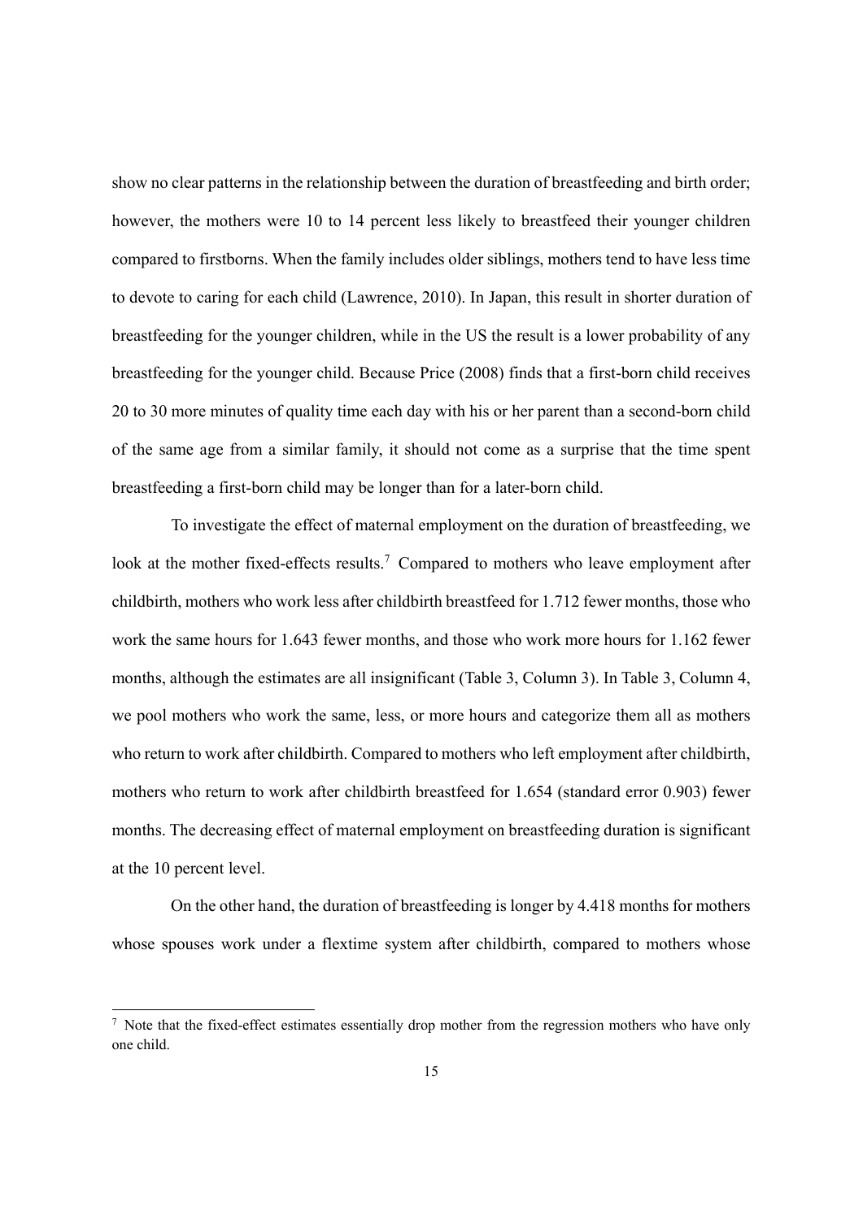show no clear patterns in the relationship between the duration of breastfeeding and birth order; however, the mothers were 10 to 14 percent less likely to breastfeed their younger children compared to firstborns. When the family includes older siblings, mothers tend to have less time to devote to caring for each child (Lawrence, 2010). In Japan, this result in shorter duration of breastfeeding for the younger children, while in the US the result is a lower probability of any breastfeeding for the younger child. Because Price (2008) finds that a first-born child receives 20 to 30 more minutes of quality time each day with his or her parent than a second-born child of the same age from a similar family, it should not come as a surprise that the time spent breastfeeding a first-born child may be longer than for a later-born child.

To investigate the effect of maternal employment on the duration of breastfeeding, we look at the mother fixed-effects results.[7] Compared to mothers who leave employment after childbirth, mothers who work less after childbirth breastfeed for 1.712 fewer months, those who work the same hours for 1.643 fewer months, and those who work more hours for 1.162 fewer months, although the estimates are all insignificant (Table 3, Column 3). In Table 3, Column 4, we pool mothers who work the same, less, or more hours and categorize them all as mothers who return to work after childbirth. Compared to mothers who left employment after childbirth, mothers who return to work after childbirth breastfeed for 1.654 (standard error 0.903) fewer months. The decreasing effect of maternal employment on breastfeeding duration is significant at the 10 percent level.

On the other hand, the duration of breastfeeding is longer by 4.418 months for mothers whose spouses work under a flextime system after childbirth, compared to mothers whose

[7] Note that the fixed-effect estimates essentially drop mother from the regression mothers who have only one child.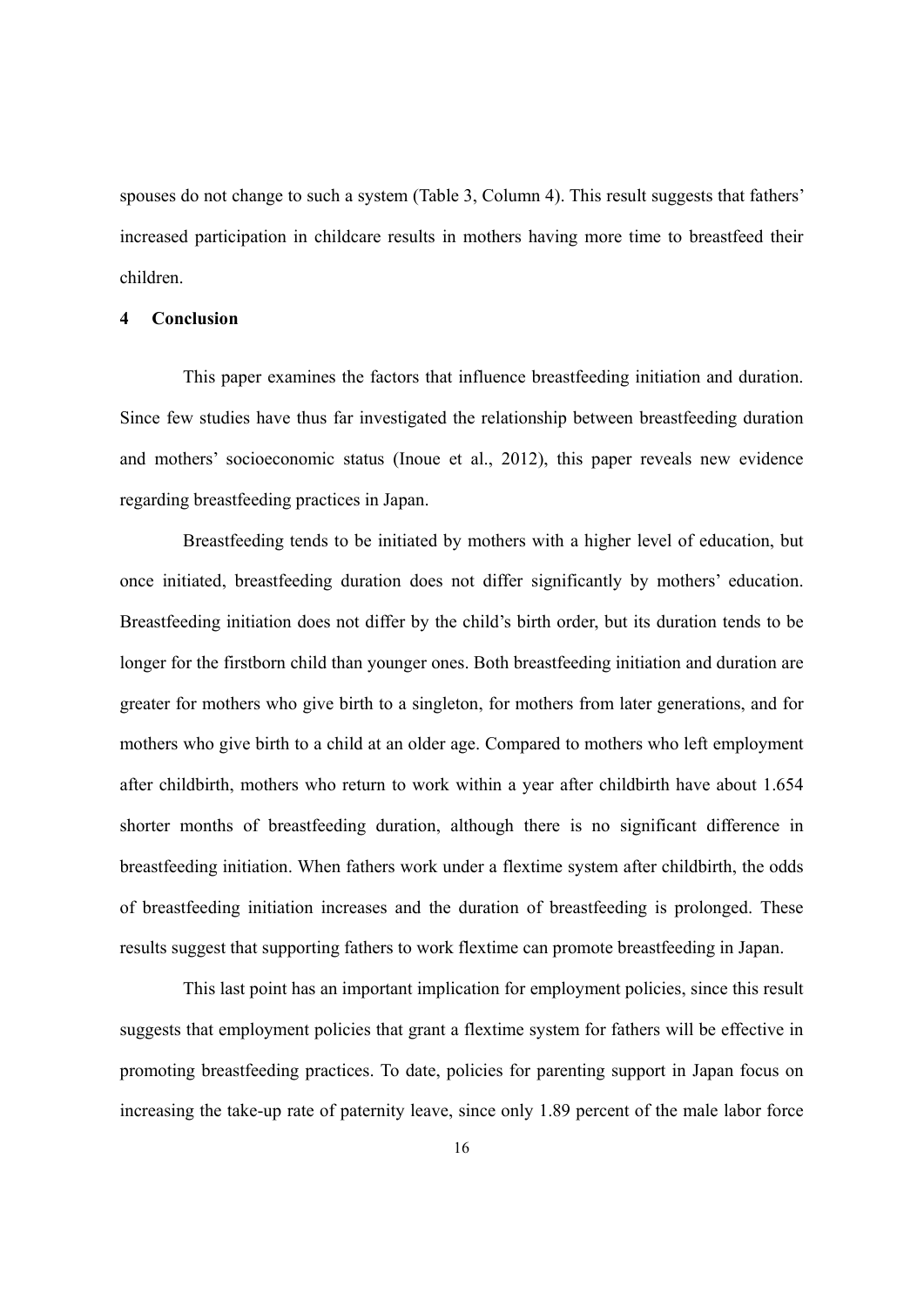spouses do not change to such a system (Table 3, Column 4). This result suggests that fathers' increased participation in childcare results in mothers having more time to breastfeed their children.

## 4 Conclusion

This paper examines the factors that influence breastfeeding initiation and duration. Since few studies have thus far investigated the relationship between breastfeeding duration and mothers' socioeconomic status (Inoue et al., 2012), this paper reveals new evidence regarding breastfeeding practices in Japan.

Breastfeeding tends to be initiated by mothers with a higher level of education, but once initiated, breastfeeding duration does not differ significantly by mothers' education. Breastfeeding initiation does not differ by the child's birth order, but its duration tends to be longer for the firstborn child than younger ones. Both breastfeeding initiation and duration are greater for mothers who give birth to a singleton, for mothers from later generations, and for mothers who give birth to a child at an older age. Compared to mothers who left employment after childbirth, mothers who return to work within a year after childbirth have about 1.654 shorter months of breastfeeding duration, although there is no significant difference in breastfeeding initiation. When fathers work under a flextime system after childbirth, the odds of breastfeeding initiation increases and the duration of breastfeeding is prolonged. These results suggest that supporting fathers to work flextime can promote breastfeeding in Japan.

This last point has an important implication for employment policies, since this result suggests that employment policies that grant a flextime system for fathers will be effective in promoting breastfeeding practices. To date, policies for parenting support in Japan focus on increasing the take-up rate of paternity leave, since only 1.89 percent of the male labor force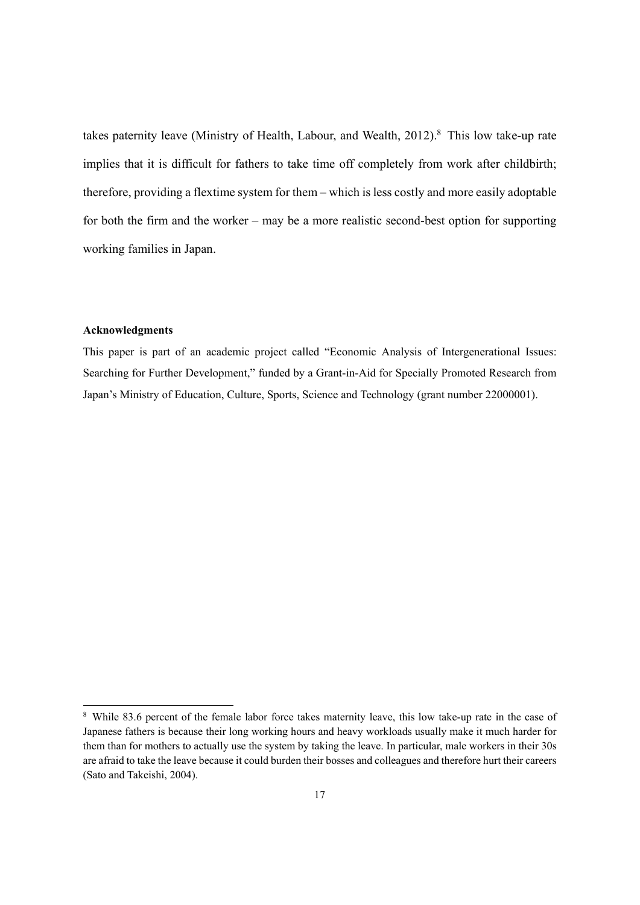takes paternity leave (Ministry of Health, Labour, and Wealth, 2012).[8] This low take-up rate implies that it is difficult for fathers to take time off completely from work after childbirth; therefore, providing a flextime system for them – which is less costly and more easily adoptable for both the firm and the worker – may be a more realistic second-best option for supporting working families in Japan.

**Acknowledgments**

This paper is part of an academic project called "Economic Analysis of Intergenerational Issues: Searching for Further Development," funded by a Grant-in-Aid for Specially Promoted Research from Japan's Ministry of Education, Culture, Sports, Science and Technology (grant number 22000001).

[8] While 83.6 percent of the female labor force takes maternity leave, this low take-up rate in the case of Japanese fathers is because their long working hours and heavy workloads usually make it much harder for them than for mothers to actually use the system by taking the leave. In particular, male workers in their 30s are afraid to take the leave because it could burden their bosses and colleagues and therefore hurt their careers (Sato and Takeishi, 2004).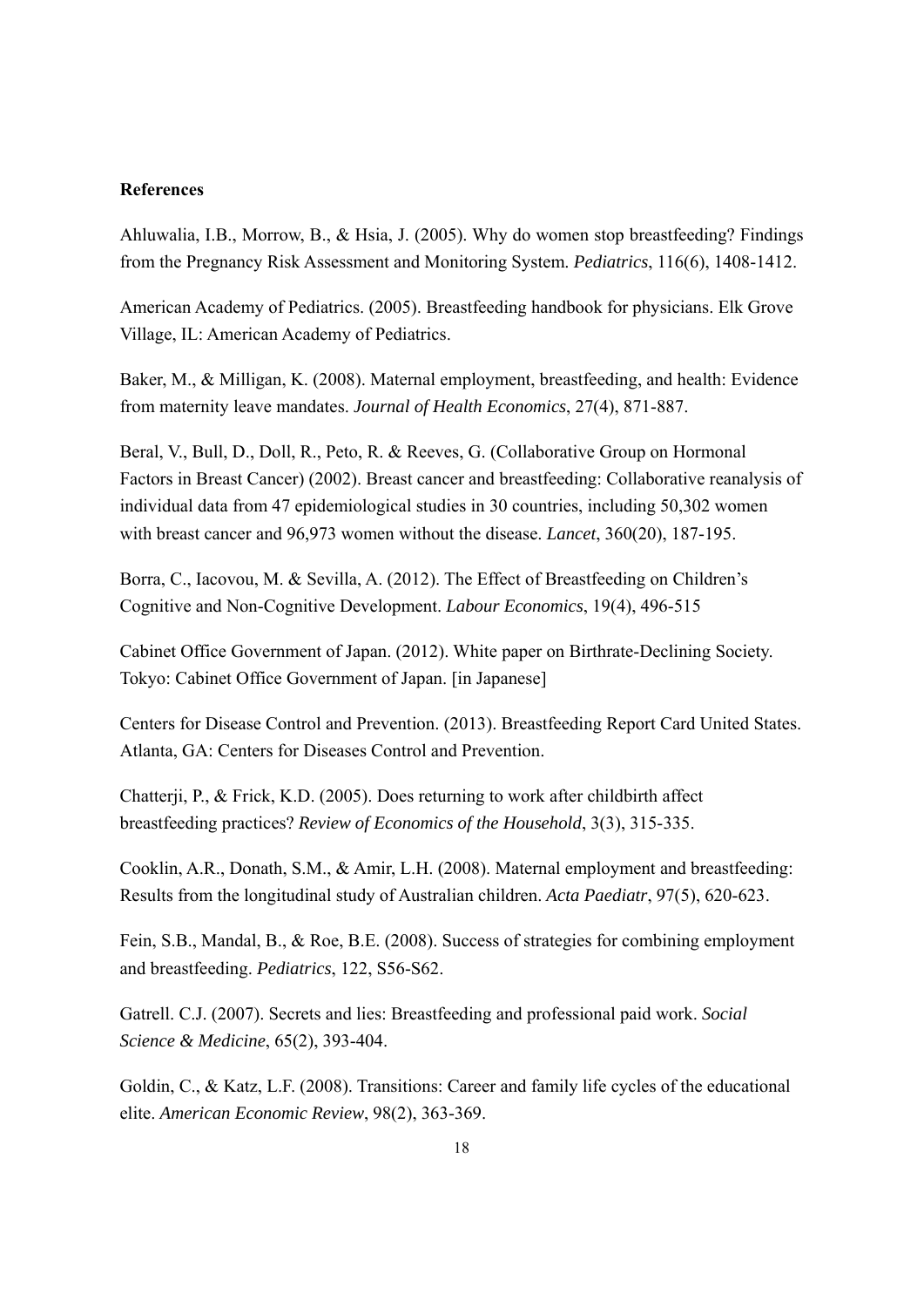**References**

Ahluwalia, I.B., Morrow, B., & Hsia, J. (2005). Why do women stop breastfeeding? Findings from the Pregnancy Risk Assessment and Monitoring System. *Pediatrics*, 116(6), 1408-1412.

American Academy of Pediatrics. (2005). Breastfeeding handbook for physicians. Elk Grove Village, IL: American Academy of Pediatrics.

Baker, M., & Milligan, K. (2008). Maternal employment, breastfeeding, and health: Evidence from maternity leave mandates. *Journal of Health Economics*, 27(4), 871-887.

Beral, V., Bull, D., Doll, R., Peto, R. & Reeves, G. (Collaborative Group on Hormonal Factors in Breast Cancer) (2002). Breast cancer and breastfeeding: Collaborative reanalysis of individual data from 47 epidemiological studies in 30 countries, including 50,302 women with breast cancer and 96,973 women without the disease. *Lancet*, 360(20), 187-195.

Borra, C., Iacovou, M. & Sevilla, A. (2012). The Effect of Breastfeeding on Children's Cognitive and Non-Cognitive Development. *Labour Economics*, 19(4), 496-515

Cabinet Office Government of Japan. (2012). White paper on Birthrate-Declining Society. Tokyo: Cabinet Office Government of Japan. [in Japanese]

Centers for Disease Control and Prevention. (2013). Breastfeeding Report Card United States. Atlanta, GA: Centers for Diseases Control and Prevention.

Chatterji, P., & Frick, K.D. (2005). Does returning to work after childbirth affect breastfeeding practices? *Review of Economics of the Household*, 3(3), 315-335.

Cooklin, A.R., Donath, S.M., & Amir, L.H. (2008). Maternal employment and breastfeeding: Results from the longitudinal study of Australian children. *Acta Paediatr*, 97(5), 620-623.

Fein, S.B., Mandal, B., & Roe, B.E. (2008). Success of strategies for combining employment and breastfeeding. *Pediatrics*, 122, S56-S62.

Gatrell. C.J. (2007). Secrets and lies: Breastfeeding and professional paid work. *Social Science & Medicine*, 65(2), 393-404.

Goldin, C., & Katz, L.F. (2008). Transitions: Career and family life cycles of the educational elite. *American Economic Review*, 98(2), 363-369.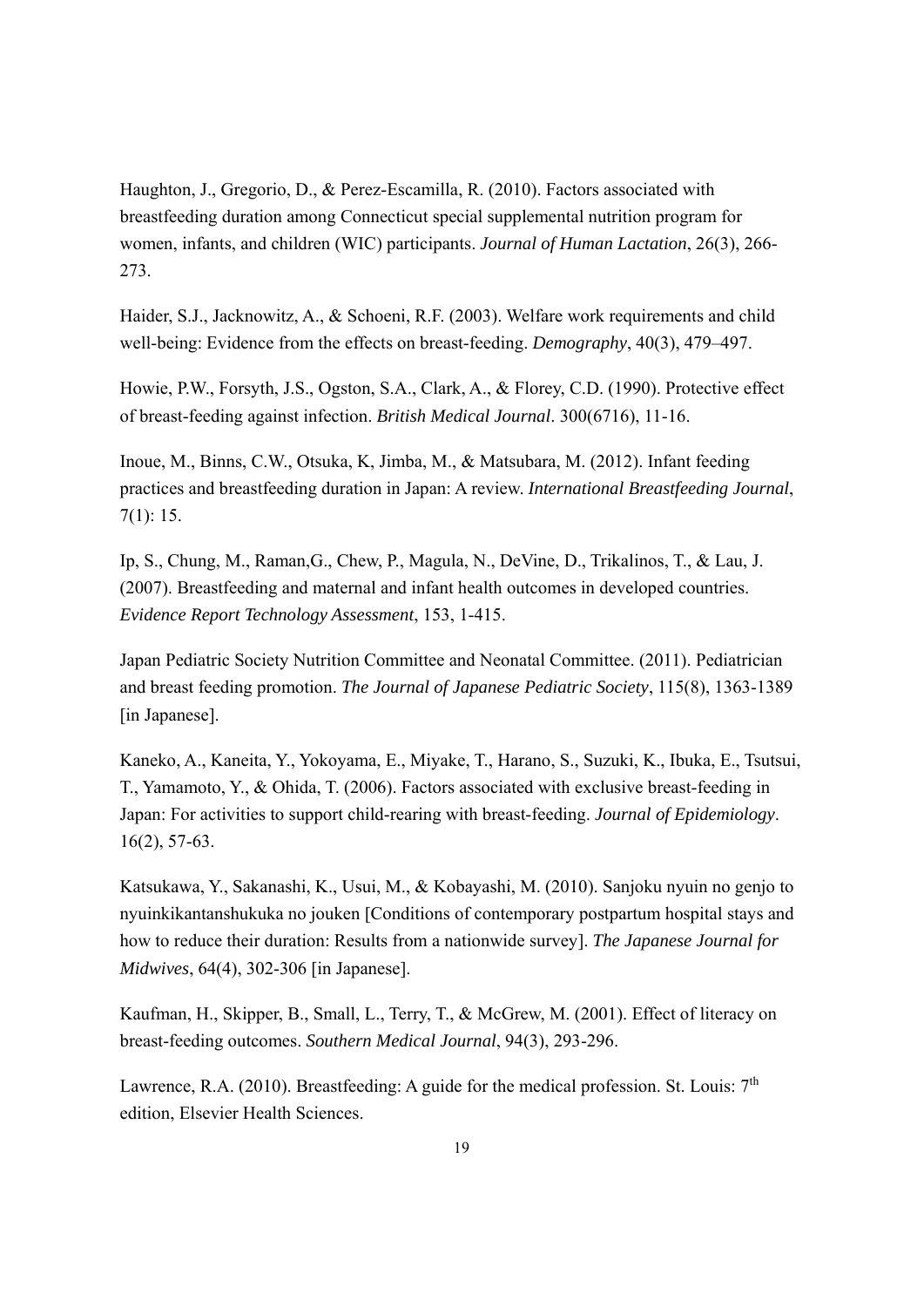Haughton, J., Gregorio, D., & Perez-Escamilla, R. (2010). Factors associated with breastfeeding duration among Connecticut special supplemental nutrition program for women, infants, and children (WIC) participants. *Journal of Human Lactation*, 26(3), 266-273.

Haider, S.J., Jacknowitz, A., & Schoeni, R.F. (2003). Welfare work requirements and child well-being: Evidence from the effects on breast-feeding. *Demography*, 40(3), 479–497.

Howie, P.W., Forsyth, J.S., Ogston, S.A., Clark, A., & Florey, C.D. (1990). Protective effect of breast-feeding against infection. *British Medical Journal*. 300(6716), 11-16.

Inoue, M., Binns, C.W., Otsuka, K, Jimba, M., & Matsubara, M. (2012). Infant feeding practices and breastfeeding duration in Japan: A review. *International Breastfeeding Journal*, 7(1): 15.

Ip, S., Chung, M., Raman,G., Chew, P., Magula, N., DeVine, D., Trikalinos, T., & Lau, J. (2007). Breastfeeding and maternal and infant health outcomes in developed countries. *Evidence Report Technology Assessment*, 153, 1-415.

Japan Pediatric Society Nutrition Committee and Neonatal Committee. (2011). Pediatrician and breast feeding promotion. *The Journal of Japanese Pediatric Society*, 115(8), 1363-1389 [in Japanese].

Kaneko, A., Kaneita, Y., Yokoyama, E., Miyake, T., Harano, S., Suzuki, K., Ibuka, E., Tsutsui, T., Yamamoto, Y., & Ohida, T. (2006). Factors associated with exclusive breast-feeding in Japan: For activities to support child-rearing with breast-feeding. *Journal of Epidemiology*. 16(2), 57-63.

Katsukawa, Y., Sakanashi, K., Usui, M., & Kobayashi, M. (2010). Sanjoku nyuin no genjo to nyuinkikantanshukuka no jouken [Conditions of contemporary postpartum hospital stays and how to reduce their duration: Results from a nationwide survey]. *The Japanese Journal for Midwives*, 64(4), 302-306 [in Japanese].

Kaufman, H., Skipper, B., Small, L., Terry, T., & McGrew, M. (2001). Effect of literacy on breast-feeding outcomes. *Southern Medical Journal*, 94(3), 293-296.

Lawrence, R.A. (2010). Breastfeeding: A guide for the medical profession. St. Louis: 7th edition, Elsevier Health Sciences.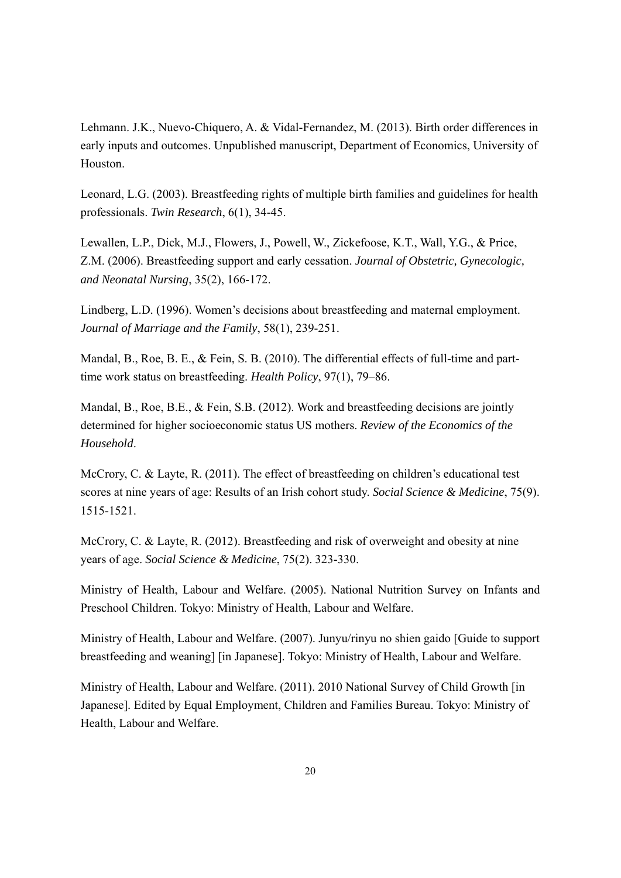Lehmann. J.K., Nuevo-Chiquero, A. & Vidal-Fernandez, M. (2013). Birth order differences in early inputs and outcomes. Unpublished manuscript, Department of Economics, University of Houston.

Leonard, L.G. (2003). Breastfeeding rights of multiple birth families and guidelines for health professionals. *Twin Research*, 6(1), 34-45.

Lewallen, L.P., Dick, M.J., Flowers, J., Powell, W., Zickefoose, K.T., Wall, Y.G., & Price, Z.M. (2006). Breastfeeding support and early cessation. *Journal of Obstetric, Gynecologic, and Neonatal Nursing*, 35(2), 166-172.

Lindberg, L.D. (1996). Women's decisions about breastfeeding and maternal employment. *Journal of Marriage and the Family*, 58(1), 239-251.

Mandal, B., Roe, B. E., & Fein, S. B. (2010). The differential effects of full-time and part-time work status on breastfeeding. *Health Policy*, 97(1), 79–86.

Mandal, B., Roe, B.E., & Fein, S.B. (2012). Work and breastfeeding decisions are jointly determined for higher socioeconomic status US mothers. *Review of the Economics of the Household*.

McCrory, C. & Layte, R. (2011). The effect of breastfeeding on children's educational test scores at nine years of age: Results of an Irish cohort study. *Social Science & Medicine*, 75(9). 1515-1521.

McCrory, C. & Layte, R. (2012). Breastfeeding and risk of overweight and obesity at nine years of age. *Social Science & Medicine*, 75(2). 323-330.

Ministry of Health, Labour and Welfare. (2005). National Nutrition Survey on Infants and Preschool Children. Tokyo: Ministry of Health, Labour and Welfare.

Ministry of Health, Labour and Welfare. (2007). Junyu/rinyu no shien gaido [Guide to support breastfeeding and weaning] [in Japanese]. Tokyo: Ministry of Health, Labour and Welfare.

Ministry of Health, Labour and Welfare. (2011). 2010 National Survey of Child Growth [in Japanese]. Edited by Equal Employment, Children and Families Bureau. Tokyo: Ministry of Health, Labour and Welfare.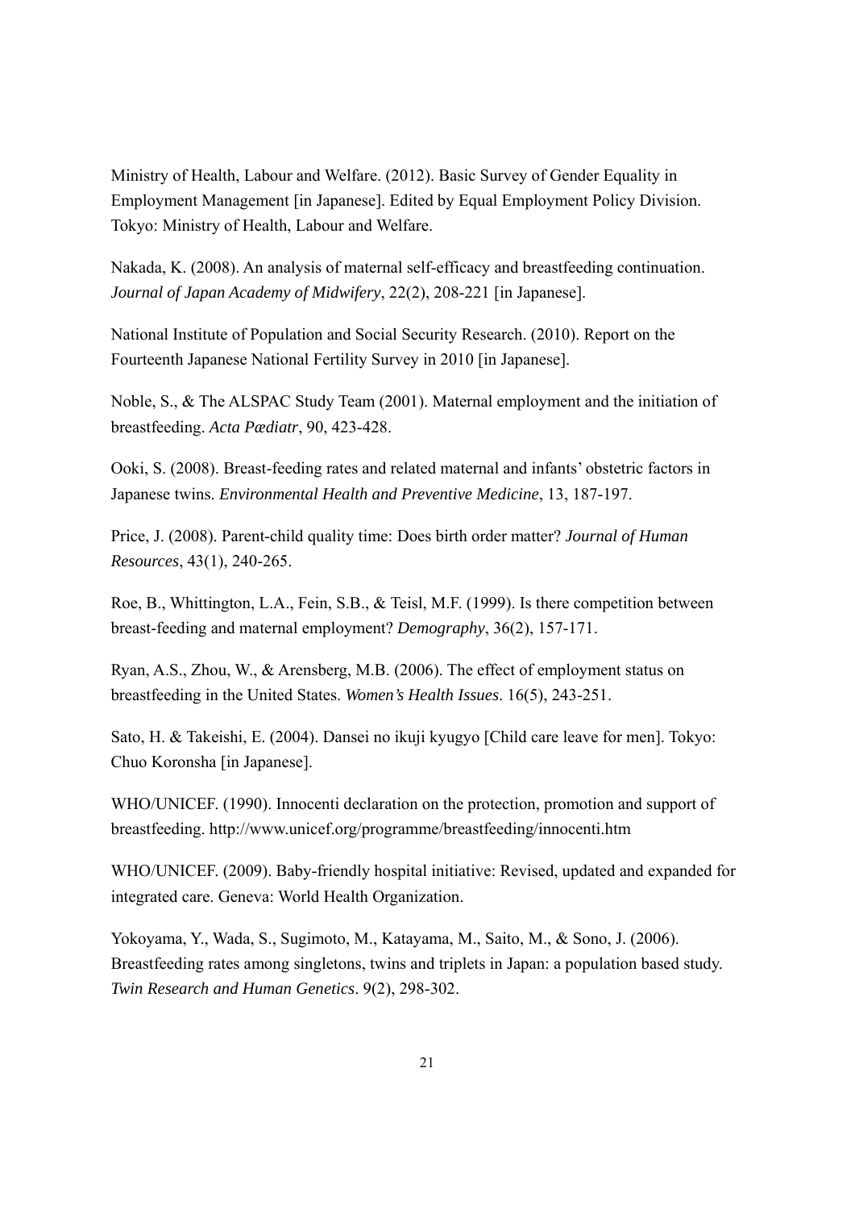Ministry of Health, Labour and Welfare. (2012). Basic Survey of Gender Equality in Employment Management [in Japanese]. Edited by Equal Employment Policy Division. Tokyo: Ministry of Health, Labour and Welfare.

Nakada, K. (2008). An analysis of maternal self-efficacy and breastfeeding continuation. *Journal of Japan Academy of Midwifery*, 22(2), 208-221 [in Japanese].

National Institute of Population and Social Security Research. (2010). Report on the Fourteenth Japanese National Fertility Survey in 2010 [in Japanese].

Noble, S., & The ALSPAC Study Team (2001). Maternal employment and the initiation of breastfeeding. *Acta Pædiatr*, 90, 423-428.

Ooki, S. (2008). Breast-feeding rates and related maternal and infants' obstetric factors in Japanese twins. *Environmental Health and Preventive Medicine*, 13, 187-197.

Price, J. (2008). Parent-child quality time: Does birth order matter? *Journal of Human Resources*, 43(1), 240-265.

Roe, B., Whittington, L.A., Fein, S.B., & Teisl, M.F. (1999). Is there competition between breast-feeding and maternal employment? *Demography*, 36(2), 157-171.

Ryan, A.S., Zhou, W., & Arensberg, M.B. (2006). The effect of employment status on breastfeeding in the United States. *Women's Health Issues*. 16(5), 243-251.

Sato, H. & Takeishi, E. (2004). Dansei no ikuji kyugyo [Child care leave for men]. Tokyo: Chuo Koronsha [in Japanese].

WHO/UNICEF. (1990). Innocenti declaration on the protection, promotion and support of breastfeeding. http://www.unicef.org/programme/breastfeeding/innocenti.htm

WHO/UNICEF. (2009). Baby-friendly hospital initiative: Revised, updated and expanded for integrated care. Geneva: World Health Organization.

Yokoyama, Y., Wada, S., Sugimoto, M., Katayama, M., Saito, M., & Sono, J. (2006). Breastfeeding rates among singletons, twins and triplets in Japan: a population based study. *Twin Research and Human Genetics*. 9(2), 298-302.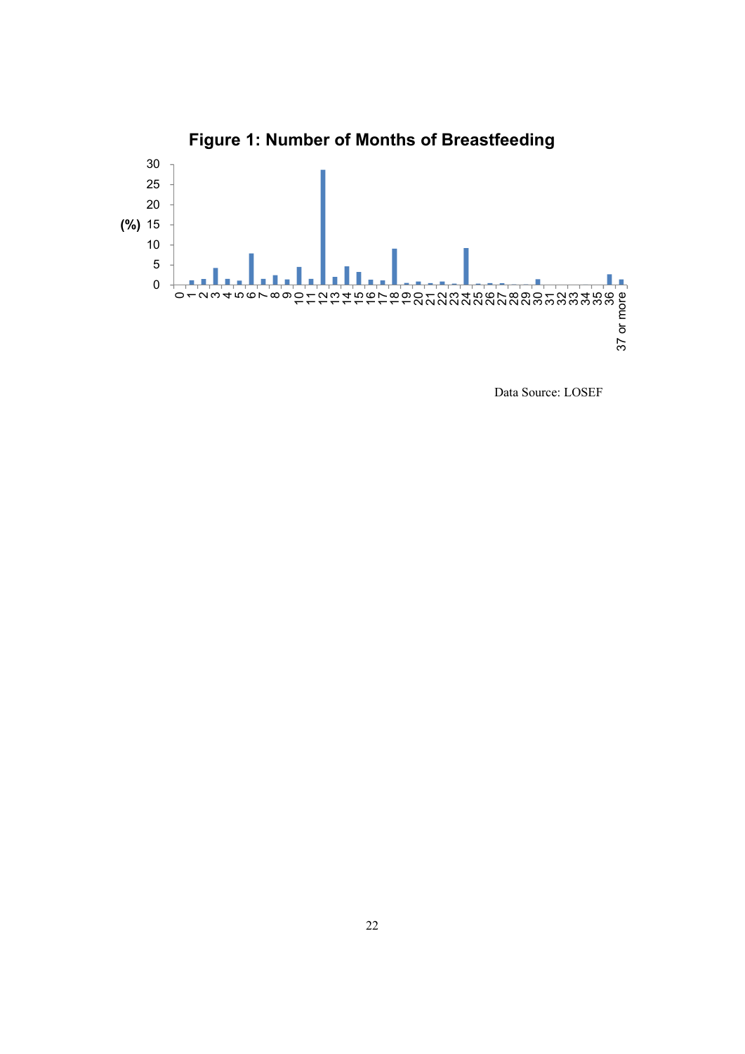**Figure 1: Number of Months of Breastfeeding**

Data Source: LOSEF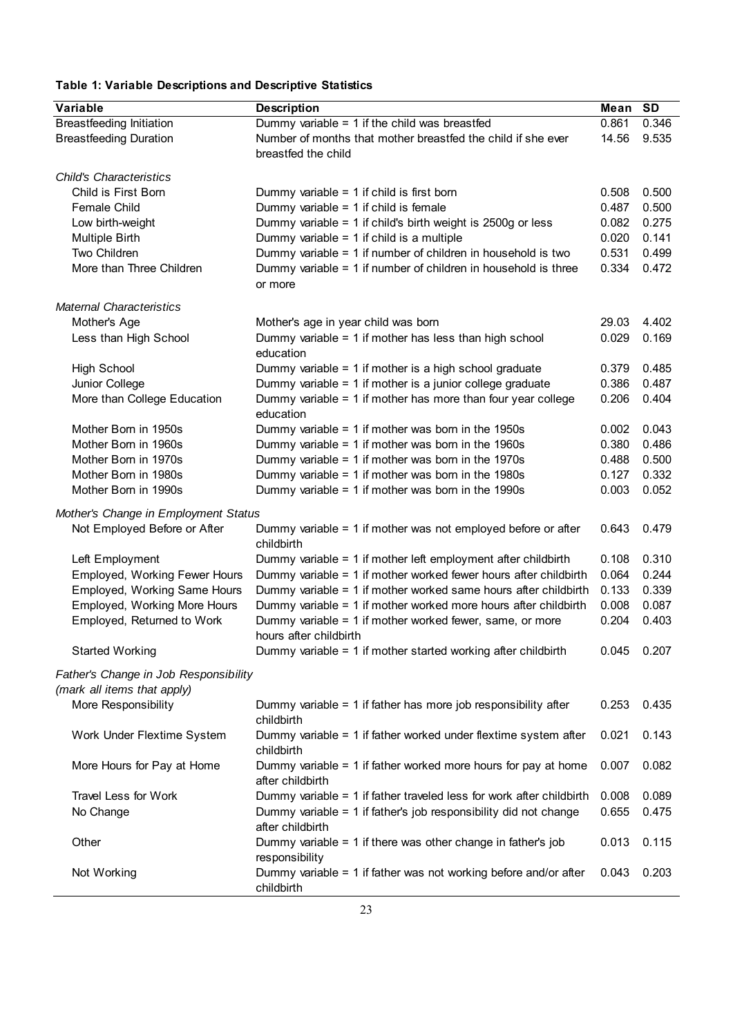**Table 1: Variable Descriptions and Descriptive Statistics**

| Variable | Description | Mean | SD |
|---|---|---|---|
| Breastfeeding Initiation | Dummy variable = 1 if the child was breastfed | 0.861 | 0.346 |
| Breastfeeding Duration | Number of months that mother breastfed the child if she ever breastfed the child | 14.56 | 9.535 |
| *Child's Characteristics* | | | |
| Child is First Born | Dummy variable = 1 if child is first born | 0.508 | 0.500 |
| Female Child | Dummy variable = 1 if child is female | 0.487 | 0.500 |
| Low birth-weight | Dummy variable = 1 if child's birth weight is 2500g or less | 0.082 | 0.275 |
| Multiple Birth | Dummy variable = 1 if child is a multiple | 0.020 | 0.141 |
| Two Children | Dummy variable = 1 if number of children in household is two | 0.531 | 0.499 |
| More than Three Children | Dummy variable = 1 if number of children in household is three or more | 0.334 | 0.472 |
| *Maternal Characteristics* | | | |
| Mother's Age | Mother's age in year child was born | 29.03 | 4.402 |
| Less than High School | Dummy variable = 1 if mother has less than high school education | 0.029 | 0.169 |
| High School | Dummy variable = 1 if mother is a high school graduate | 0.379 | 0.485 |
| Junior College | Dummy variable = 1 if mother is a junior college graduate | 0.386 | 0.487 |
| More than College Education | Dummy variable = 1 if mother has more than four year college education | 0.206 | 0.404 |
| Mother Born in 1950s | Dummy variable = 1 if mother was born in the 1950s | 0.002 | 0.043 |
| Mother Born in 1960s | Dummy variable = 1 if mother was born in the 1960s | 0.380 | 0.486 |
| Mother Born in 1970s | Dummy variable = 1 if mother was born in the 1970s | 0.488 | 0.500 |
| Mother Born in 1980s | Dummy variable = 1 if mother was born in the 1980s | 0.127 | 0.332 |
| Mother Born in 1990s | Dummy variable = 1 if mother was born in the 1990s | 0.003 | 0.052 |
| *Mother's Change in Employment Status* | | | |
| Not Employed Before or After | Dummy variable = 1 if mother was not employed before or after childbirth | 0.643 | 0.479 |
| Left Employment | Dummy variable = 1 if mother left employment after childbirth | 0.108 | 0.310 |
| Employed, Working Fewer Hours | Dummy variable = 1 if mother worked fewer hours after childbirth | 0.064 | 0.244 |
| Employed, Working Same Hours | Dummy variable = 1 if mother worked same hours after childbirth | 0.133 | 0.339 |
| Employed, Working More Hours | Dummy variable = 1 if mother worked more hours after childbirth | 0.008 | 0.087 |
| Employed, Returned to Work | Dummy variable = 1 if mother worked fewer, same, or more hours after childbirth | 0.204 | 0.403 |
| Started Working | Dummy variable = 1 if mother started working after childbirth | 0.045 | 0.207 |
| *Father's Change in Job Responsibility (mark all items that apply)* | | | |
| More Responsibility | Dummy variable = 1 if father has more job responsibility after childbirth | 0.253 | 0.435 |
| Work Under Flextime System | Dummy variable = 1 if father worked under flextime system after childbirth | 0.021 | 0.143 |
| More Hours for Pay at Home | Dummy variable = 1 if father worked more hours for pay at home after childbirth | 0.007 | 0.082 |
| Travel Less for Work | Dummy variable = 1 if father traveled less for work after childbirth | 0.008 | 0.089 |
| No Change | Dummy variable = 1 if father's job responsibility did not change after childbirth | 0.655 | 0.475 |
| Other | Dummy variable = 1 if there was other change in father's job responsibility | 0.013 | 0.115 |
| Not Working | Dummy variable = 1 if father was not working before and/or after childbirth | 0.043 | 0.203 |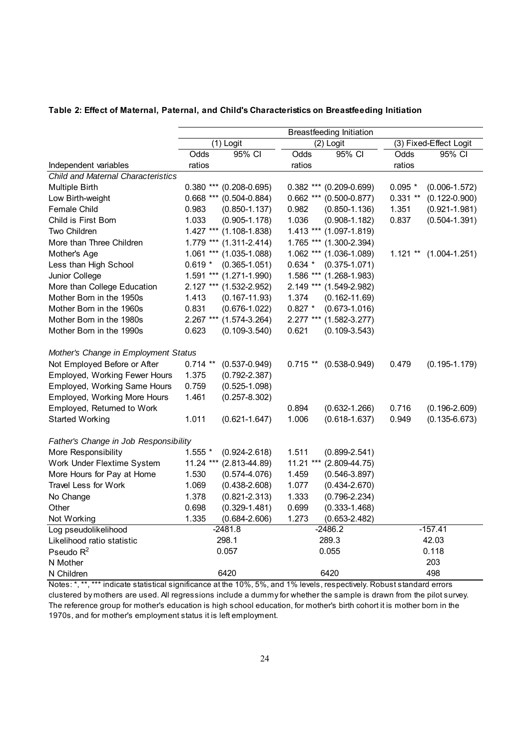**Table 2: Effect of Maternal, Paternal, and Child's Characteristics on Breastfeeding Initiation**

| | Breastfeeding Initiation | | | | | |
|---|---|---|---|---|---|---|
| | (1) Logit | | (2) Logit | | (3) Fixed-Effect Logit | |
| Independent variables | Odds ratios | 95% CI | Odds ratios | 95% CI | Odds ratios | 95% CI |
| *Child and Maternal Characteristics* | | | | | | |
| Multiple Birth | 0.380 *** | (0.208-0.695) | 0.382 *** | (0.209-0.699) | 0.095 * | (0.006-1.572) |
| Low Birth-weight | 0.668 *** | (0.504-0.884) | 0.662 *** | (0.500-0.877) | 0.331 ** | (0.122-0.900) |
| Female Child | 0.983 | (0.850-1.137) | 0.982 | (0.850-1.136) | 1.351 | (0.921-1.981) |
| Child is First Born | 1.033 | (0.905-1.178) | 1.036 | (0.908-1.182) | 0.837 | (0.504-1.391) |
| Two Children | 1.427 *** | (1.108-1.838) | 1.413 *** | (1.097-1.819) | | |
| More than Three Children | 1.779 *** | (1.311-2.414) | 1.765 *** | (1.300-2.394) | | |
| Mother's Age | 1.061 *** | (1.035-1.088) | 1.062 *** | (1.036-1.089) | 1.121 ** | (1.004-1.251) |
| Less than High School | 0.619 * | (0.365-1.051) | 0.634 * | (0.375-1.071) | | |
| Junior College | 1.591 *** | (1.271-1.990) | 1.586 *** | (1.268-1.983) | | |
| More than College Education | 2.127 *** | (1.532-2.952) | 2.149 *** | (1.549-2.982) | | |
| Mother Born in the 1950s | 1.413 | (0.167-11.93) | 1.374 | (0.162-11.69) | | |
| Mother Born in the 1960s | 0.831 | (0.676-1.022) | 0.827 * | (0.673-1.016) | | |
| Mother Born in the 1980s | 2.267 *** | (1.574-3.264) | 2.277 *** | (1.582-3.277) | | |
| Mother Born in the 1990s | 0.623 | (0.109-3.540) | 0.621 | (0.109-3.543) | | |
| *Mother's Change in Employment Status* | | | | | | |
| Not Employed Before or After | 0.714 ** | (0.537-0.949) | 0.715 ** | (0.538-0.949) | 0.479 | (0.195-1.179) |
| Employed, Working Fewer Hours | 1.375 | (0.792-2.387) | | | | |
| Employed, Working Same Hours | 0.759 | (0.525-1.098) | | | | |
| Employed, Working More Hours | 1.461 | (0.257-8.302) | | | | |
| Employed, Returned to Work | | | 0.894 | (0.632-1.266) | 0.716 | (0.196-2.609) |
| Started Working | 1.011 | (0.621-1.647) | 1.006 | (0.618-1.637) | 0.949 | (0.135-6.673) |
| *Father's Change in Job Responsibility* | | | | | | |
| More Responsibility | 1.555 * | (0.924-2.618) | 1.511 | (0.899-2.541) | | |
| Work Under Flextime System | 11.24 *** | (2.813-44.89) | 11.21 *** | (2.809-44.75) | | |
| More Hours for Pay at Home | 1.530 | (0.574-4.076) | 1.459 | (0.546-3.897) | | |
| Travel Less for Work | 1.069 | (0.438-2.608) | 1.077 | (0.434-2.670) | | |
| No Change | 1.378 | (0.821-2.313) | 1.333 | (0.796-2.234) | | |
| Other | 0.698 | (0.329-1.481) | 0.699 | (0.333-1.468) | | |
| Not Working | 1.335 | (0.684-2.606) | 1.273 | (0.653-2.482) | | |
| Log pseudolikelihood | -2481.8 | | -2486.2 | | -157.41 | |
| Likelihood ratio statistic | 298.1 | | 289.3 | | 42.03 | |
| Pseudo $R^2$ | 0.057 | | 0.055 | | 0.118 | |
| N Mother | | | | | 203 | |
| N Children | 6420 | | 6420 | | 498 | |

Notes: *, **, *** indicate statistical significance at the 10%, 5%, and 1% levels, respectively. Robust standard errors clustered by mothers are used. All regressions include a dummy for whether the sample is drawn from the pilot survey. The reference group for mother's education is high school education, for mother's birth cohort it is mother born in the 1970s, and for mother's employment status it is left employment.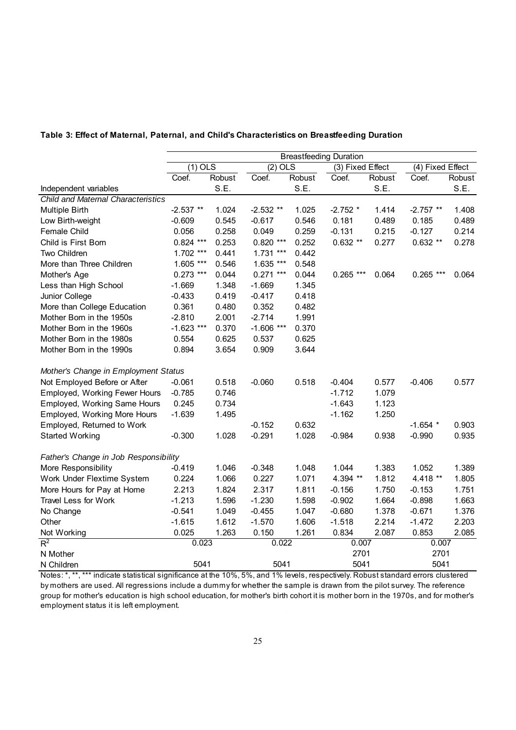**Table 3: Effect of Maternal, Paternal, and Child's Characteristics on Breastfeeding Duration**

| | Breastfeeding Duration | | | | | | | |
|---|---|---|---|---|---|---|---|---|
| | (1) OLS | | (2) OLS | | (3) Fixed Effect | | (4) Fixed Effect | |
| Independent variables | Coef. | Robust S.E. | Coef. | Robust S.E. | Coef. | Robust S.E. | Coef. | Robust S.E. |
| *Child and Maternal Characteristics* | | | | | | | | |
| Multiple Birth | -2.537 ** | 1.024 | -2.532 ** | 1.025 | -2.752 * | 1.414 | -2.757 ** | 1.408 |
| Low Birth-weight | -0.609 | 0.545 | -0.617 | 0.546 | 0.181 | 0.489 | 0.185 | 0.489 |
| Female Child | 0.056 | 0.258 | 0.049 | 0.259 | -0.131 | 0.215 | -0.127 | 0.214 |
| Child is First Born | 0.824 *** | 0.253 | 0.820 *** | 0.252 | 0.632 ** | 0.277 | 0.632 ** | 0.278 |
| Two Children | 1.702 *** | 0.441 | 1.731 *** | 0.442 | | | | |
| More than Three Children | 1.605 *** | 0.546 | 1.635 *** | 0.548 | | | | |
| Mother's Age | 0.273 *** | 0.044 | 0.271 *** | 0.044 | 0.265 *** | 0.064 | 0.265 *** | 0.064 |
| Less than High School | -1.669 | 1.348 | -1.669 | 1.345 | | | | |
| Junior College | -0.433 | 0.419 | -0.417 | 0.418 | | | | |
| More than College Education | 0.361 | 0.480 | 0.352 | 0.482 | | | | |
| Mother Born in the 1950s | -2.810 | 2.001 | -2.714 | 1.991 | | | | |
| Mother Born in the 1960s | -1.623 *** | 0.370 | -1.606 *** | 0.370 | | | | |
| Mother Born in the 1980s | 0.554 | 0.625 | 0.537 | 0.625 | | | | |
| Mother Born in the 1990s | 0.894 | 3.654 | 0.909 | 3.644 | | | | |
| *Mother's Change in Employment Status* | | | | | | | | |
| Not Employed Before or After | -0.061 | 0.518 | -0.060 | 0.518 | -0.404 | 0.577 | -0.406 | 0.577 |
| Employed, Working Fewer Hours | -0.785 | 0.746 | | | -1.712 | 1.079 | | |
| Employed, Working Same Hours | 0.245 | 0.734 | | | -1.643 | 1.123 | | |
| Employed, Working More Hours | -1.639 | 1.495 | | | -1.162 | 1.250 | | |
| Employed, Returned to Work | | | -0.152 | 0.632 | | | -1.654 * | 0.903 |
| Started Working | -0.300 | 1.028 | -0.291 | 1.028 | -0.984 | 0.938 | -0.990 | 0.935 |
| *Father's Change in Job Responsibility* | | | | | | | | |
| More Responsibility | -0.419 | 1.046 | -0.348 | 1.048 | 1.044 | 1.383 | 1.052 | 1.389 |
| Work Under Flextime System | 0.224 | 1.066 | 0.227 | 1.071 | 4.394 ** | 1.812 | 4.418 ** | 1.805 |
| More Hours for Pay at Home | 2.213 | 1.824 | 2.317 | 1.811 | -0.156 | 1.750 | -0.153 | 1.751 |
| Travel Less for Work | -1.213 | 1.596 | -1.230 | 1.598 | -0.902 | 1.664 | -0.898 | 1.663 |
| No Change | -0.541 | 1.049 | -0.455 | 1.047 | -0.680 | 1.378 | -0.671 | 1.376 |
| Other | -1.615 | 1.612 | -1.570 | 1.606 | -1.518 | 2.214 | -1.472 | 2.203 |
| Not Working | 0.025 | 1.263 | 0.150 | 1.261 | 0.834 | 2.087 | 0.853 | 2.085 |
| $R^2$ | 0.023 | | 0.022 | | 0.007 | | 0.007 | |
| N Mother | | | | | 2701 | | 2701 | |
| N Children | 5041 | | 5041 | | 5041 | | 5041 | |

Notes: *, **, *** indicate statistical significance at the 10%, 5%, and 1% levels, respectively. Robust standard errors clustered by mothers are used. All regressions include a dummy for whether the sample is drawn from the pilot survey. The reference group for mother's education is high school education, for mother's birth cohort it is mother born in the 1970s, and for mother's employment status it is left employment.